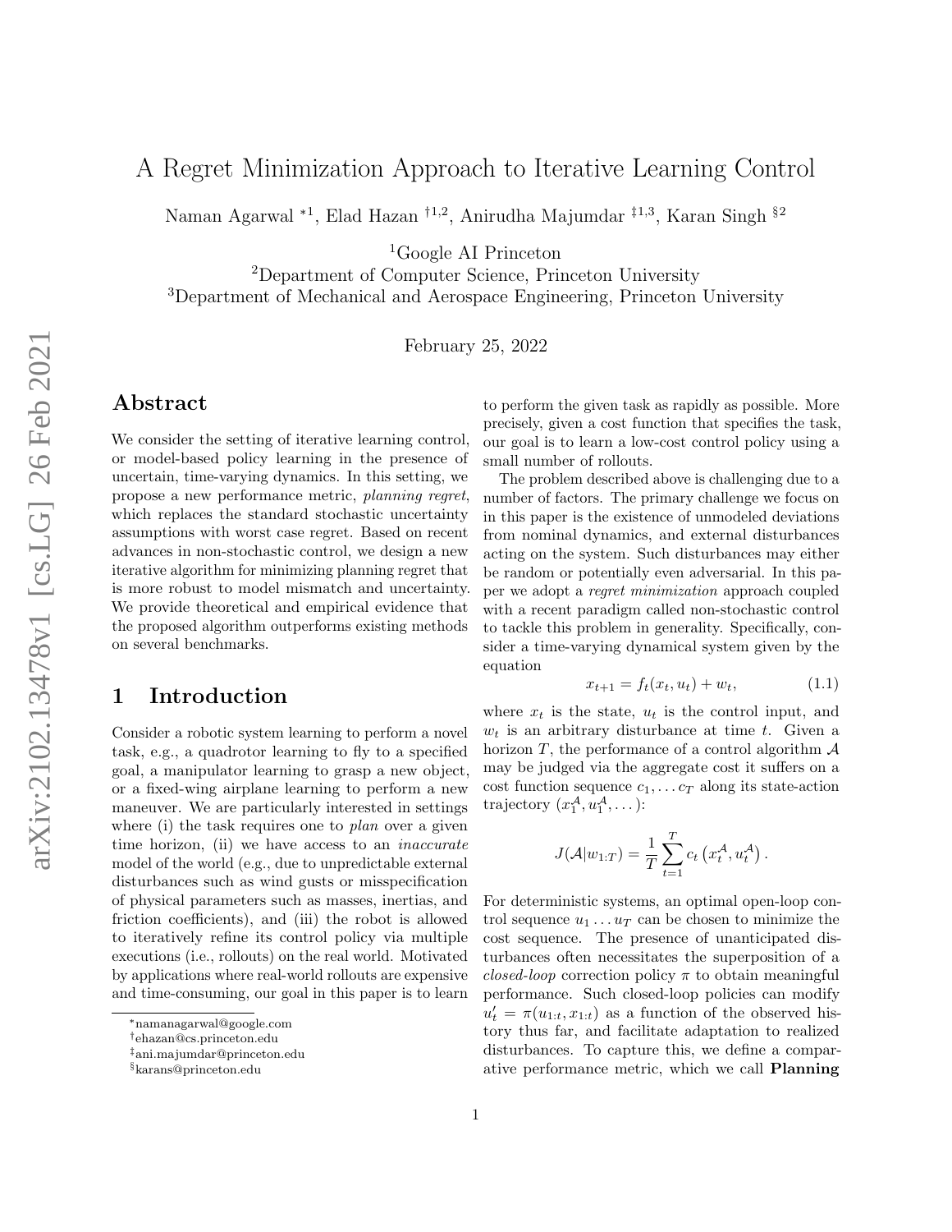# A Regret Minimization Approach to Iterative Learning Control

Naman Agarwal [*1], Elad Hazan [†1,2], Anirudha Majumdar [‡1,3], Karan Singh [§2]

[1]Google AI Princeton
[2]Department of Computer Science, Princeton University
[3]Department of Mechanical and Aerospace Engineering, Princeton University

February 25, 2022

## Abstract

We consider the setting of iterative learning control, or model-based policy learning in the presence of uncertain, time-varying dynamics. In this setting, we propose a new performance metric, *planning regret*, which replaces the standard stochastic uncertainty assumptions with worst case regret. Based on recent advances in non-stochastic control, we design a new iterative algorithm for minimizing planning regret that is more robust to model mismatch and uncertainty. We provide theoretical and empirical evidence that the proposed algorithm outperforms existing methods on several benchmarks.

## 1 Introduction

Consider a robotic system learning to perform a novel task, e.g., a quadrotor learning to fly to a specified goal, a manipulator learning to grasp a new object, or a fixed-wing airplane learning to perform a new maneuver. We are particularly interested in settings where (i) the task requires one to *plan* over a given time horizon, (ii) we have access to an *inaccurate* model of the world (e.g., due to unpredictable external disturbances such as wind gusts or misspecification of physical parameters such as masses, inertias, and friction coefficients), and (iii) the robot is allowed to iteratively refine its control policy via multiple executions (i.e., rollouts) on the real world. Motivated by applications where real-world rollouts are expensive and time-consuming, our goal in this paper is to learn to perform the given task as rapidly as possible. More precisely, given a cost function that specifies the task, our goal is to learn a low-cost control policy using a small number of rollouts.

The problem described above is challenging due to a number of factors. The primary challenge we focus on in this paper is the existence of unmodeled deviations from nominal dynamics, and external disturbances acting on the system. Such disturbances may either be random or potentially even adversarial. In this paper we adopt a *regret minimization* approach coupled with a recent paradigm called non-stochastic control to tackle this problem in generality. Specifically, consider a time-varying dynamical system given by the equation

$$x_{t+1} = f_t(x_t, u_t) + w_t, \tag{1.1}$$

where $x_t$ is the state, $u_t$ is the control input, and $w_t$ is an arbitrary disturbance at time $t$. Given a horizon $T$, the performance of a control algorithm $\mathcal{A}$ may be judged via the aggregate cost it suffers on a cost function sequence $c_1, \ldots c_T$ along its state-action trajectory $(x_1^{\mathcal{A}}, u_1^{\mathcal{A}}, \ldots)$:

$$J(\mathcal{A}|w_{1:T}) = \frac{1}{T}\sum_{t=1}^{T} c_t\left(x_t^{\mathcal{A}}, u_t^{\mathcal{A}}\right).$$

For deterministic systems, an optimal open-loop control sequence $u_1 \ldots u_T$ can be chosen to minimize the cost sequence. The presence of unanticipated disturbances often necessitates the superposition of a *closed-loop* correction policy $\pi$ to obtain meaningful performance. Such closed-loop policies can modify $u_t' = \pi(u_{1:t}, x_{1:t})$ as a function of the observed history thus far, and facilitate adaptation to realized disturbances. To capture this, we define a comparative performance metric, which we call **Planning**

[*]namanagarwal@google.com
[†]ehazan@cs.princeton.edu
[‡]ani.majumdar@princeton.edu
[§]karans@princeton.edu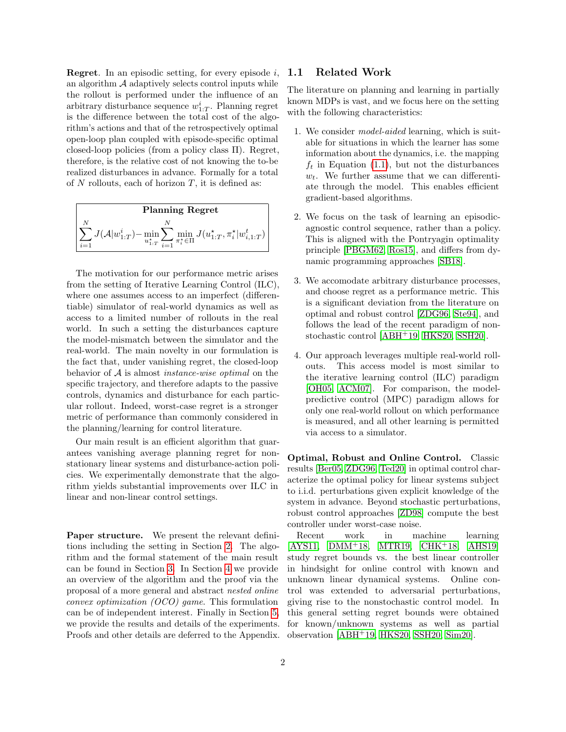**Regret**. In an episodic setting, for every episode $i$, an algorithm $\mathcal{A}$ adaptively selects control inputs while the rollout is performed under the influence of an arbitrary disturbance sequence $w^i_{1:T}$. Planning regret is the difference between the total cost of the algorithm's actions and that of the retrospectively optimal open-loop plan coupled with episode-specific optimal closed-loop policies (from a policy class $\Pi$). Regret, therefore, is the relative cost of not knowing the to-be realized disturbances in advance. Formally for a total of $N$ rollouts, each of horizon $T$, it is defined as:

**Planning Regret**

$$\sum_{i=1}^{N} J(\mathcal{A}|w^i_{1:T}) - \min_{u^\star_{1:T}} \sum_{i=1}^{N} \min_{\pi^\star_i \in \Pi} J(u^\star_{1:T}, \pi^\star_i | w^t_{i,1:T})$$

The motivation for our performance metric arises from the setting of Iterative Learning Control (ILC), where one assumes access to an imperfect (differentiable) simulator of real-world dynamics as well as access to a limited number of rollouts in the real world. In such a setting the disturbances capture the model-mismatch between the simulator and the real-world. The main novelty in our formulation is the fact that, under vanishing regret, the closed-loop behavior of $\mathcal{A}$ is almost *instance-wise optimal* on the specific trajectory, and therefore adapts to the passive controls, dynamics and disturbance for each particular rollout. Indeed, worst-case regret is a stronger metric of performance than commonly considered in the planning/learning for control literature.

Our main result is an efficient algorithm that guarantees vanishing average planning regret for non-stationary linear systems and disturbance-action policies. We experimentally demonstrate that the algorithm yields substantial improvements over ILC in linear and non-linear control settings.

**Paper structure.** We present the relevant definitions including the setting in Section 2. The algorithm and the formal statement of the main result can be found in Section 3. In Section 4 we provide an overview of the algorithm and the proof via the proposal of a more general and abstract *nested online convex optimization (OCO) game*. This formulation can be of independent interest. Finally in Section 5, we provide the results and details of the experiments. Proofs and other details are deferred to the Appendix.

## 1.1 Related Work

The literature on planning and learning in partially known MDPs is vast, and we focus here on the setting with the following characteristics:

1. We consider *model-aided* learning, which is suitable for situations in which the learner has some information about the dynamics, i.e. the mapping $f_t$ in Equation (1.1), but not the disturbances $w_t$. We further assume that we can differentiate through the model. This enables efficient gradient-based algorithms.
2. We focus on the task of learning an episodic-agnostic control sequence, rather than a policy. This is aligned with the Pontryagin optimality principle [PBGM62, Ros15], and differs from dynamic programming approaches [SB18].
3. We accomodate arbitrary disturbance processes, and choose regret as a performance metric. This is a significant deviation from the literature on optimal and robust control [ZDG96, Ste94], and follows the lead of the recent paradigm of non-stochastic control [ABH+19, HKS20, SSH20].
4. Our approach leverages multiple real-world rollouts. This access model is most similar to the iterative learning control (ILC) paradigm [OH05, ACM07]. For comparison, the model-predictive control (MPC) paradigm allows for only one real-world rollout on which performance is measured, and all other learning is permitted via access to a simulator.

**Optimal, Robust and Online Control.** Classic results [Ber05, ZDG96, Ted20] in optimal control characterize the optimal policy for linear systems subject to i.i.d. perturbations given explicit knowledge of the system in advance. Beyond stochastic perturbations, robust control approaches [ZD98] compute the best controller under worst-case noise.

Recent work in machine learning [AYS11, DMM+18, MTR19, CHK+18, AHS19] study regret bounds vs. the best linear controller in hindsight for online control with known and unknown linear dynamical systems. Online control was extended to adversarial perturbations, giving rise to the nonstochastic control model. In this general setting regret bounds were obtained for known/unknown systems as well as partial observation [ABH+19, HKS20, SSH20, Sim20].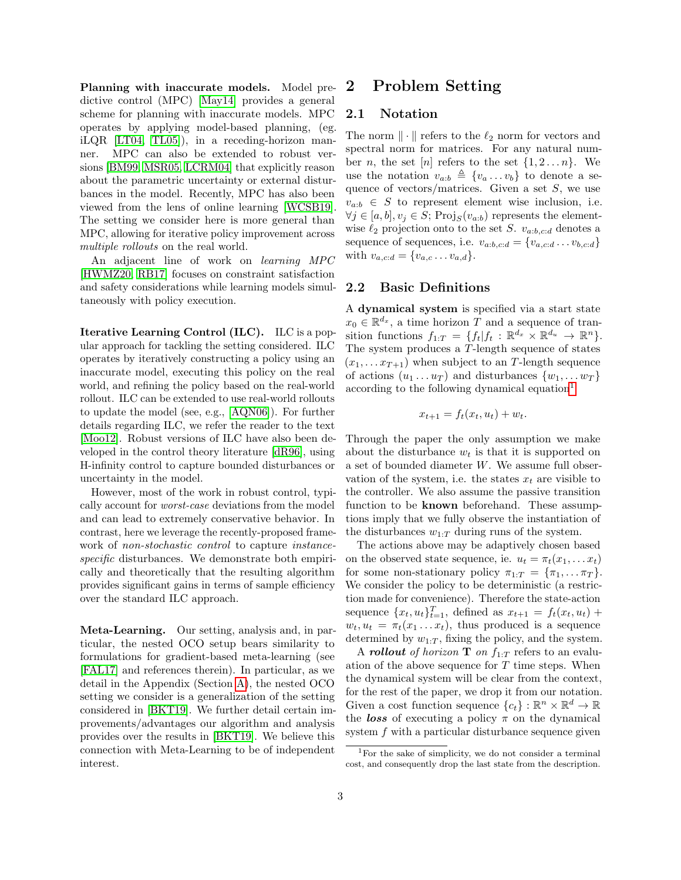**Planning with inaccurate models.** Model predictive control (MPC) [May14] provides a general scheme for planning with inaccurate models. MPC operates by applying model-based planning, (eg. iLQR [LT04, TL05]), in a receding-horizon manner. MPC can also be extended to robust versions [BM99, MSR05, LCRM04] that explicitly reason about the parametric uncertainty or external disturbances in the model. Recently, MPC has also been viewed from the lens of online learning [WCSB19]. The setting we consider here is more general than MPC, allowing for iterative policy improvement across *multiple rollouts* on the real world.

An adjacent line of work on *learning MPC* [HWMZ20, RB17] focuses on constraint satisfaction and safety considerations while learning models simultaneously with policy execution.

**Iterative Learning Control (ILC).** ILC is a popular approach for tackling the setting considered. ILC operates by iteratively constructing a policy using an inaccurate model, executing this policy on the real world, and refining the policy based on the real-world rollout. ILC can be extended to use real-world rollouts to update the model (see, e.g., [AQN06]). For further details regarding ILC, we refer the reader to the text [Moo12]. Robust versions of ILC have also been developed in the control theory literature [dR96], using H-infinity control to capture bounded disturbances or uncertainty in the model.

However, most of the work in robust control, typically account for *worst-case* deviations from the model and can lead to extremely conservative behavior. In contrast, here we leverage the recently-proposed framework of *non-stochastic control* to capture *instance-specific* disturbances. We demonstrate both empirically and theoretically that the resulting algorithm provides significant gains in terms of sample efficiency over the standard ILC approach.

**Meta-Learning.** Our setting, analysis and, in particular, the nested OCO setup bears similarity to formulations for gradient-based meta-learning (see [FAL17] and references therein). In particular, as we detail in the Appendix (Section A), the nested OCO setting we consider is a generalization of the setting considered in [BKT19]. We further detail certain improvements/advantages our algorithm and analysis provides over the results in [BKT19]. We believe this connection with Meta-Learning to be of independent interest.

# 2 Problem Setting

## 2.1 Notation

The norm $\|\cdot\|$ refers to the $\ell_2$ norm for vectors and spectral norm for matrices. For any natural number $n$, the set $[n]$ refers to the set $\{1, 2 \ldots n\}$. We use the notation $v_{a:b} \triangleq \{v_a \ldots v_b\}$ to denote a sequence of vectors/matrices. Given a set $S$, we use $v_{a:b} \in S$ to represent element wise inclusion, i.e. $\forall j \in [a, b], v_j \in S$; $\mathrm{Proj}_S(v_{a:b})$ represents the element-wise $\ell_2$ projection onto to the set $S$. $v_{a:b,c:d}$ denotes a sequence of sequences, i.e. $v_{a:b,c:d} = \{v_{a,c:d} \ldots v_{b,c:d}\}$ with $v_{a,c:d} = \{v_{a,c} \ldots v_{a,d}\}$.

## 2.2 Basic Definitions

A **dynamical system** is specified via a start state $x_0 \in \mathbb{R}^{d_x}$, a time horizon $T$ and a sequence of transition functions $f_{1:T} = \{f_t | f_t : \mathbb{R}^{d_x} \times \mathbb{R}^{d_u} \to \mathbb{R}^n\}$. The system produces a $T$-length sequence of states $(x_1, \ldots x_{T+1})$ when subject to an $T$-length sequence of actions $(u_1 \ldots u_T)$ and disturbances $\{w_1, \ldots w_T\}$ according to the following dynamical equation[1]

$$x_{t+1} = f_t(x_t, u_t) + w_t.$$

Through the paper the only assumption we make about the disturbance $w_t$ is that it is supported on a set of bounded diameter $W$. We assume full observation of the system, i.e. the states $x_t$ are visible to the controller. We also assume the passive transition function to be **known** beforehand. These assumptions imply that we fully observe the instantiation of the disturbances $w_{1:T}$ during runs of the system.

The actions above may be adaptively chosen based on the observed state sequence, ie. $u_t = \pi_t(x_1, \ldots x_t)$ for some non-stationary policy $\pi_{1:T} = \{\pi_1, \ldots \pi_T\}$. We consider the policy to be deterministic (a restriction made for convenience). Therefore the state-action sequence $\{x_t, u_t\}_{t=1}^T$, defined as $x_{t+1} = f_t(x_t, u_t) + w_t, u_t = \pi_t(x_1 \ldots x_t)$, thus produced is a sequence determined by $w_{1:T}$, fixing the policy, and the system.

A ***rollout** of horizon* $\mathbf{T}$ *on* $f_{1:T}$ refers to an evaluation of the above sequence for $T$ time steps. When the dynamical system will be clear from the context, for the rest of the paper, we drop it from our notation. Given a cost function sequence $\{c_t\} : \mathbb{R}^n \times \mathbb{R}^d \to \mathbb{R}$ the ***loss*** of executing a policy $\pi$ on the dynamical system $f$ with a particular disturbance sequence given

[1] For the sake of simplicity, we do not consider a terminal cost, and consequently drop the last state from the description.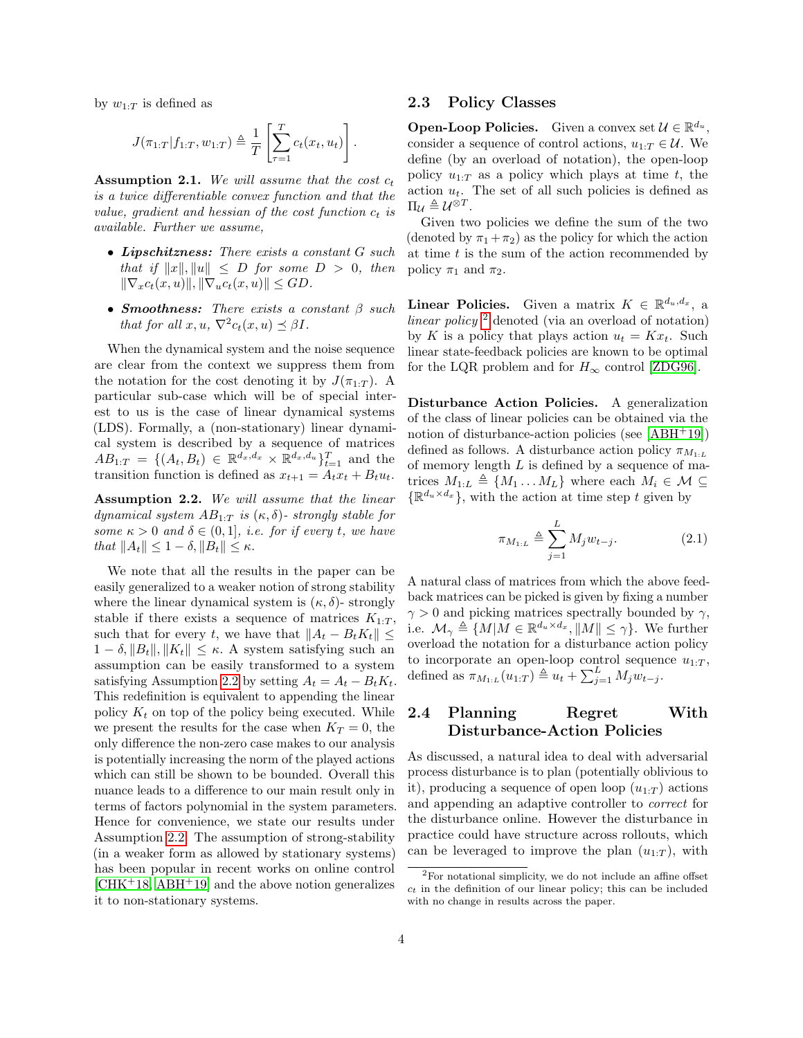by $w_{1:T}$ is defined as

$$J(\pi_{1:T}|f_{1:T}, w_{1:T}) \triangleq \frac{1}{T}\left[\sum_{\tau=1}^{T} c_t(x_t, u_t)\right].$$

**Assumption 2.1.** *We will assume that the cost $c_t$ is a twice differentiable convex function and that the value, gradient and hessian of the cost function $c_t$ is available. Further we assume,*

- ***Lipschitzness:*** *There exists a constant $G$ such that if $\|x\|, \|u\| \leq D$ for some $D > 0$, then $\|\nabla_x c_t(x,u)\|, \|\nabla_u c_t(x,u)\| \leq GD$.*
- ***Smoothness:*** *There exists a constant $\beta$ such that for all $x, u$, $\nabla^2 c_t(x,u) \preceq \beta I$.*

When the dynamical system and the noise sequence are clear from the context we suppress them from the notation for the cost denoting it by $J(\pi_{1:T})$. A particular sub-case which will be of special interest to us is the case of linear dynamical systems (LDS). Formally, a (non-stationary) linear dynamical system is described by a sequence of matrices $AB_{1:T} = \{(A_t, B_t) \in \mathbb{R}^{d_x, d_x} \times \mathbb{R}^{d_x, d_u}\}_{t=1}^{T}$ and the transition function is defined as $x_{t+1} = A_t x_t + B_t u_t$.

**Assumption 2.2.** *We will assume that the linear dynamical system $AB_{1:T}$ is $(\kappa, \delta)$- strongly stable for some $\kappa > 0$ and $\delta \in (0, 1]$, i.e. for if every $t$, we have that $\|A_t\| \leq 1 - \delta, \|B_t\| \leq \kappa$.*

We note that all the results in the paper can be easily generalized to a weaker notion of strong stability where the linear dynamical system is $(\kappa, \delta)$- strongly stable if there exists a sequence of matrices $K_{1:T}$, such that for every $t$, we have that $\|A_t - B_t K_t\| \leq 1 - \delta, \|B_t\|, \|K_t\| \leq \kappa$. A system satisfying such an assumption can be easily transformed to a system satisfying Assumption 2.2 by setting $A_t = A_t - B_t K_t$. This redefinition is equivalent to appending the linear policy $K_t$ on top of the policy being executed. While we present the results for the case when $K_T = 0$, the only difference the non-zero case makes to our analysis is potentially increasing the norm of the played actions which can still be shown to be bounded. Overall this nuance leads to a difference to our main result only in terms of factors polynomial in the system parameters. Hence for convenience, we state our results under Assumption 2.2. The assumption of strong-stability (in a weaker form as allowed by stationary systems) has been popular in recent works on online control [CHK+18, ABH+19] and the above notion generalizes it to non-stationary systems.

## 2.3 Policy Classes

**Open-Loop Policies.** Given a convex set $\mathcal{U} \in \mathbb{R}^{d_u}$, consider a sequence of control actions, $u_{1:T} \in \mathcal{U}$. We define (by an overload of notation), the open-loop policy $u_{1:T}$ as a policy which plays at time $t$, the action $u_t$. The set of all such policies is defined as $\Pi_{\mathcal{U}} \triangleq \mathcal{U}^{\otimes T}$.

Given two policies we define the sum of the two (denoted by $\pi_1 + \pi_2$) as the policy for which the action at time $t$ is the sum of the action recommended by policy $\pi_1$ and $\pi_2$.

**Linear Policies.** Given a matrix $K \in \mathbb{R}^{d_u, d_x}$, a *linear policy* [2] denoted (via an overload of notation) by $K$ is a policy that plays action $u_t = K x_t$. Such linear state-feedback policies are known to be optimal for the LQR problem and for $H_\infty$ control [ZDG96].

**Disturbance Action Policies.** A generalization of the class of linear policies can be obtained via the notion of disturbance-action policies (see [ABH+19]) defined as follows. A disturbance action policy $\pi_{M_{1:L}}$ of memory length $L$ is defined by a sequence of matrices $M_{1:L} \triangleq \{M_1 \ldots M_L\}$ where each $M_i \in \mathcal{M} \subseteq \{\mathbb{R}^{d_u \times d_x}\}$, with the action at time step $t$ given by

$$\pi_{M_{1:L}} \triangleq \sum_{j=1}^{L} M_j w_{t-j}. \tag{2.1}$$

A natural class of matrices from which the above feedback matrices can be picked is given by fixing a number $\gamma > 0$ and picking matrices spectrally bounded by $\gamma$, i.e. $\mathcal{M}_\gamma \triangleq \{M | M \in \mathbb{R}^{d_u \times d_x}, \|M\| \leq \gamma\}$. We further overload the notation for a disturbance action policy to incorporate an open-loop control sequence $u_{1:T}$, defined as $\pi_{M_{1:L}}(u_{1:T}) \triangleq u_t + \sum_{j=1}^{L} M_j w_{t-j}$.

## 2.4 Planning Regret With Disturbance-Action Policies

As discussed, a natural idea to deal with adversarial process disturbance is to plan (potentially oblivious to it), producing a sequence of open loop ($u_{1:T}$) actions and appending an adaptive controller to *correct* for the disturbance online. However the disturbance in practice could have structure across rollouts, which can be leveraged to improve the plan ($u_{1:T}$), with

[2] For notational simplicity, we do not include an affine offset $c_t$ in the definition of our linear policy; this can be included with no change in results across the paper.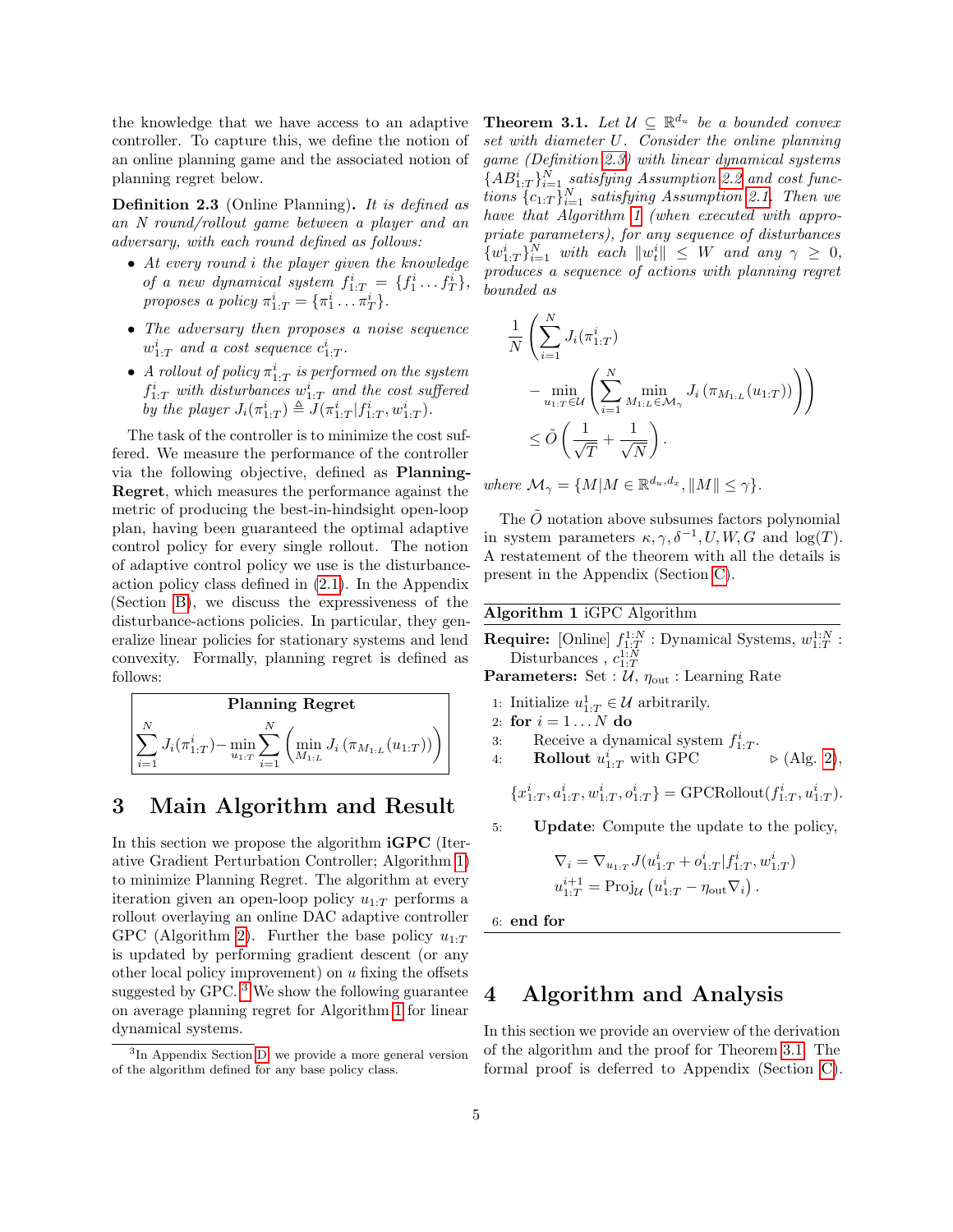the knowledge that we have access to an adaptive controller. To capture this, we define the notion of an online planning game and the associated notion of planning regret below.

**Definition 2.3** (Online Planning). *It is defined as an $N$ round/rollout game between a player and an adversary, with each round defined as follows:*

- *At every round $i$ the player given the knowledge of a new dynamical system $f^i_{1:T} = \{f^i_1 \dots f^i_T\}$, proposes a policy $\pi^i_{1:T} = \{\pi^i_1 \dots \pi^i_T\}$.*
- *The adversary then proposes a noise sequence $w^i_{1:T}$ and a cost sequence $c^i_{1:T}$.*
- *A rollout of policy $\pi^i_{1:T}$ is performed on the system $f^i_{1:T}$ with disturbances $w^i_{1:T}$ and the cost suffered by the player $J_i(\pi^i_{1:T}) \triangleq J(\pi^i_{1:T}|f^i_{1:T}, w^i_{1:T})$.*

The task of the controller is to minimize the cost suffered. We measure the performance of the controller via the following objective, defined as **Planning-Regret**, which measures the performance against the metric of producing the best-in-hindsight open-loop plan, having been guaranteed the optimal adaptive control policy for every single rollout. The notion of adaptive control policy we use is the disturbance-action policy class defined in (2.1). In the Appendix (Section B), we discuss the expressiveness of the disturbance-actions policies. In particular, they generalize linear policies for stationary systems and lend convexity. Formally, planning regret is defined as follows:

**Planning Regret**

$$\sum_{i=1}^{N} J_i(\pi^i_{1:T}) - \min_{u_{1:T}} \sum_{i=1}^{N} \left( \min_{M_{1:L}} J_i\left(\pi_{M_{1:L}}(u_{1:T})\right)\right)$$

# 3 Main Algorithm and Result

In this section we propose the algorithm **iGPC** (Iterative Gradient Perturbation Controller; Algorithm 1) to minimize Planning Regret. The algorithm at every iteration given an open-loop policy $u_{1:T}$ performs a rollout overlaying an online DAC adaptive controller GPC (Algorithm 2). Further the base policy $u_{1:T}$ is updated by performing gradient descent (or any other local policy improvement) on $u$ fixing the offsets suggested by GPC.[3] We show the following guarantee on average planning regret for Algorithm 1 for linear dynamical systems.

[3] In Appendix Section D, we provide a more general version of the algorithm defined for any base policy class.

**Theorem 3.1.** *Let $\mathcal{U} \subseteq \mathbb{R}^{d_u}$ be a bounded convex set with diameter $U$. Consider the online planning game (Definition 2.3) with linear dynamical systems $\{AB^i_{1:T}\}_{i=1}^N$ satisfying Assumption 2.2 and cost functions $\{c_{1:T}\}_{i=1}^N$ satisfying Assumption 2.1. Then we have that Algorithm 1 (when executed with appropriate parameters), for any sequence of disturbances $\{w^i_{1:T}\}_{i=1}^N$ with each $\|w^i_t\| \leq W$ and any $\gamma \geq 0$, produces a sequence of actions with planning regret bounded as*

$$\frac{1}{N}\left(\sum_{i=1}^{N} J_i(\pi^i_{1:T}) - \min_{u_{1:T}\in\mathcal{U}}\left(\sum_{i=1}^{N} \min_{M_{1:L}\in\mathcal{M}_\gamma} J_i\left(\pi_{M_{1:L}}(u_{1:T})\right)\right)\right) \leq \tilde{O}\left(\frac{1}{\sqrt{T}} + \frac{1}{\sqrt{N}}\right).$$

*where $\mathcal{M}_\gamma = \{M | M \in \mathbb{R}^{d_u, d_x}, \|M\| \leq \gamma\}$.*

The $\tilde{O}$ notation above subsumes factors polynomial in system parameters $\kappa, \gamma, \delta^{-1}, U, W, G$ and $\log(T)$. A restatement of the theorem with all the details is present in the Appendix (Section C).

**Algorithm 1** iGPC Algorithm

**Require:** [Online] $f^{1:N}_{1:T}$ : Dynamical Systems, $w^{1:N}_{1:T}$ : Disturbances , $c^{1:N}_{1:T}$

**Parameters:** Set : $\mathcal{U}$, $\eta_{\text{out}}$ : Learning Rate

1: Initialize $u^1_{1:T} \in \mathcal{U}$ arbitrarily.
2: **for** $i = 1 \dots N$ **do**
3: Receive a dynamical system $f^i_{1:T}$.
4: **Rollout** $u^i_{1:T}$ with GPC ▷ (Alg. 2),
$$\{x^i_{1:T}, a^i_{1:T}, w^i_{1:T}, o^i_{1:T}\} = \text{GPCRollout}(f^i_{1:T}, u^i_{1:T}).$$
5: **Update**: Compute the update to the policy,
$$\nabla_i = \nabla_{u_{1:T}} J(u^i_{1:T} + o^i_{1:T}|f^i_{1:T}, w^i_{1:T})$$
$$u^{i+1}_{1:T} = \text{Proj}_{\mathcal{U}}\left(u^i_{1:T} - \eta_{\text{out}}\nabla_i\right).$$
6: **end for**

# 4 Algorithm and Analysis

In this section we provide an overview of the derivation of the algorithm and the proof for Theorem 3.1. The formal proof is deferred to Appendix (Section C).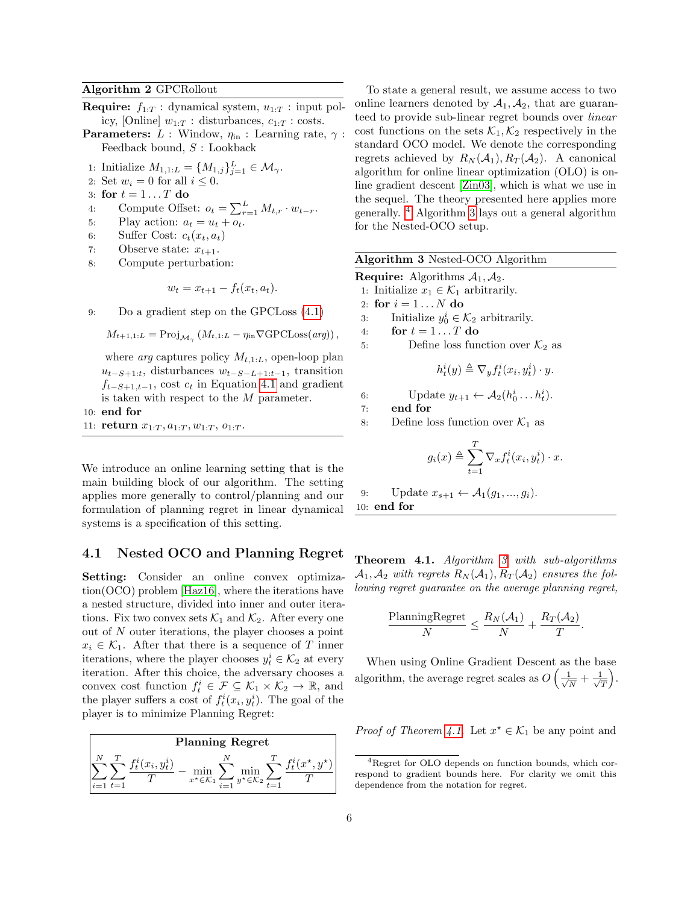**Algorithm 2** GPCRollout

**Require:** $f_{1:T}$ : dynamical system, $u_{1:T}$ : input policy, [Online] $w_{1:T}$ : disturbances, $c_{1:T}$ : costs.

**Parameters:** $L$ : Window, $\eta_{\text{in}}$ : Learning rate, $\gamma$ : Feedback bound, $S$ : Lookback

1: Initialize $M_{1,1:L} = \{M_{1,j}\}_{j=1}^{L} \in \mathcal{M}_\gamma$.
2: Set $w_i = 0$ for all $i \le 0$.
3: **for** $t = 1 \ldots T$ **do**
4: Compute Offset: $o_t = \sum_{r=1}^{L} M_{t,r} \cdot w_{t-r}$.
5: Play action: $a_t = u_t + o_t$.
6: Suffer Cost: $c_t(x_t, a_t)$
7: Observe state: $x_{t+1}$.
8: Compute perturbation:

$$w_t = x_{t+1} - f_t(x_t, a_t).$$

9: Do a gradient step on the GPCLoss (4.1)

$$M_{t+1,1:L} = \text{Proj}_{\mathcal{M}_\gamma}\left(M_{t,1:L} - \eta_{\text{in}} \nabla \text{GPCLoss}(arg)\right),$$

where *arg* captures policy $M_{t,1:L}$, open-loop plan $u_{t-S+1:t}$, disturbances $w_{t-S-L+1:t-1}$, transition $f_{t-S+1,t-1}$, cost $c_t$ in Equation 4.1 and gradient is taken with respect to the $M$ parameter.
10: **end for**
11: **return** $x_{1:T}, a_{1:T}, w_{1:T}, o_{1:T}$.

We introduce an online learning setting that is the main building block of our algorithm. The setting applies more generally to control/planning and our formulation of planning regret in linear dynamical systems is a specification of this setting.

## 4.1 Nested OCO and Planning Regret

**Setting:** Consider an online convex optimization(OCO) problem [Haz16], where the iterations have a nested structure, divided into inner and outer iterations. Fix two convex sets $\mathcal{K}_1$ and $\mathcal{K}_2$. After every one out of $N$ outer iterations, the player chooses a point $x_i \in \mathcal{K}_1$. After that there is a sequence of $T$ inner iterations, where the player chooses $y_t^i \in \mathcal{K}_2$ at every iteration. After this choice, the adversary chooses a convex cost function $f_t^i \in \mathcal{F} \subseteq \mathcal{K}_1 \times \mathcal{K}_2 \to \mathbb{R}$, and the player suffers a cost of $f_t^i(x_i, y_t^i)$. The goal of the player is to minimize Planning Regret:

**Planning Regret**

$$\sum_{i=1}^{N}\sum_{t=1}^{T}\frac{f_t^i(x_i,y_t^i)}{T} - \min_{x^\star\in\mathcal{K}_1}\sum_{i=1}^{N}\min_{y^\star\in\mathcal{K}_2}\sum_{t=1}^{T}\frac{f_t^i(x^\star,y^\star)}{T}$$

To state a general result, we assume access to two online learners denoted by $\mathcal{A}_1, \mathcal{A}_2$, that are guaranteed to provide sub-linear regret bounds over *linear* cost functions on the sets $\mathcal{K}_1, \mathcal{K}_2$ respectively in the standard OCO model. We denote the corresponding regrets achieved by $R_N(\mathcal{A}_1), R_T(\mathcal{A}_2)$. A canonical algorithm for online linear optimization (OLO) is online gradient descent [Zin03], which is what we use in the sequel. The theory presented here applies more generally. [4] Algorithm 3 lays out a general algorithm for the Nested-OCO setup.

**Algorithm 3** Nested-OCO Algorithm

**Require:** Algorithms $\mathcal{A}_1, \mathcal{A}_2$.
1: Initialize $x_1 \in \mathcal{K}_1$ arbitrarily.
2: **for** $i = 1 \ldots N$ **do**
3: Initialize $y_0^i \in \mathcal{K}_2$ arbitrarily.
4: **for** $t = 1 \ldots T$ **do**
5: Define loss function over $\mathcal{K}_2$ as

$$h_t^i(y) \triangleq \nabla_y f_t^i(x_i, y_t^i) \cdot y.$$

6: Update $y_{t+1} \leftarrow \mathcal{A}_2(h_0^i \ldots h_t^i)$.
7: **end for**
8: Define loss function over $\mathcal{K}_1$ as

$$g_i(x) \triangleq \sum_{t=1}^{T} \nabla_x f_t^i(x_i, y_t^i) \cdot x.$$

9: Update $x_{s+1} \leftarrow \mathcal{A}_1(g_1, ..., g_i)$.
10: **end for**

**Theorem 4.1.** *Algorithm 3 with sub-algorithms $\mathcal{A}_1, \mathcal{A}_2$ with regrets $R_N(\mathcal{A}_1), R_T(\mathcal{A}_2)$ ensures the following regret guarantee on the average planning regret,*

$$\frac{\text{PlanningRegret}}{N} \le \frac{R_N(\mathcal{A}_1)}{N} + \frac{R_T(\mathcal{A}_2)}{T}.$$

When using Online Gradient Descent as the base algorithm, the average regret scales as $O\left(\frac{1}{\sqrt{N}} + \frac{1}{\sqrt{T}}\right)$.

*Proof of Theorem 4.1.* Let $x^\star \in \mathcal{K}_1$ be any point and

[4] Regret for OLO depends on function bounds, which correspond to gradient bounds here. For clarity we omit this dependence from the notation for regret.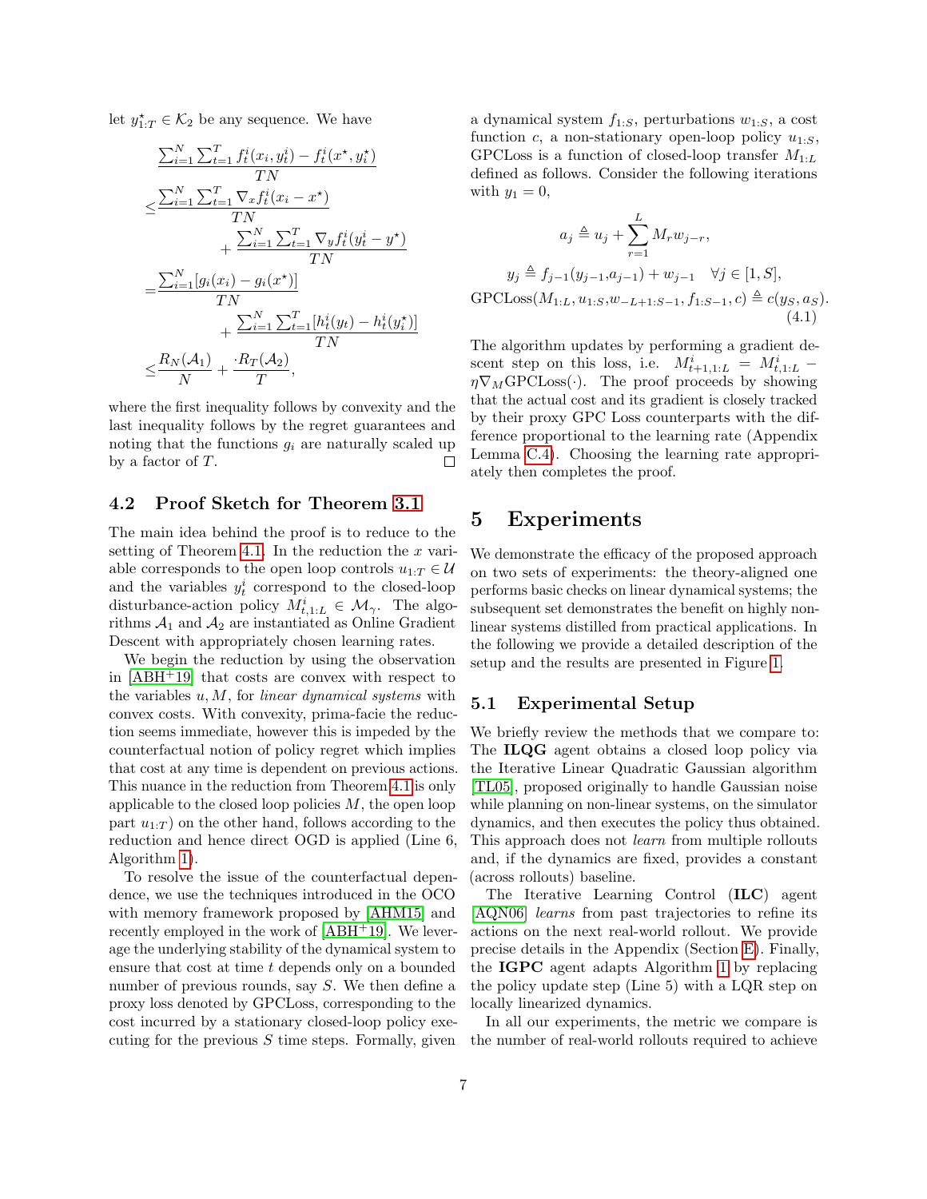let $y^\star_{1:T} \in \mathcal{K}_2$ be any sequence. We have

$$
\begin{aligned}
&\frac{\sum_{i=1}^N \sum_{t=1}^T f_t^i(x_i, y_t^i) - f_t^i(x^\star, y_i^\star)}{TN} \\
\leq & \frac{\sum_{i=1}^N \sum_{t=1}^T \nabla_x f_t^i (x_i - x^\star)}{TN} \\
& \quad + \frac{\sum_{i=1}^N \sum_{t=1}^T \nabla_y f_t^i (y_t^i - y^\star)}{TN} \\
= & \frac{\sum_{i=1}^N [g_i(x_i) - g_i(x^\star)]}{TN} \\
& \quad + \frac{\sum_{i=1}^N \sum_{t=1}^T [h_t^i(y_t) - h_t^i(y_i^\star)]}{TN} \\
\leq & \frac{R_N(\mathcal{A}_1)}{N} + \frac{\cdot R_T(\mathcal{A}_2)}{T},
\end{aligned}
$$

where the first inequality follows by convexity and the last inequality follows by the regret guarantees and noting that the functions $g_i$ are naturally scaled up by a factor of $T$. □

### 4.2 Proof Sketch for Theorem 3.1

The main idea behind the proof is to reduce to the setting of Theorem 4.1. In the reduction the $x$ variable corresponds to the open loop controls $u_{1:T} \in \mathcal{U}$ and the variables $y_t^i$ correspond to the closed-loop disturbance-action policy $M^i_{t,1:L} \in \mathcal{M}_\gamma$. The algorithms $\mathcal{A}_1$ and $\mathcal{A}_2$ are instantiated as Online Gradient Descent with appropriately chosen learning rates.

We begin the reduction by using the observation in [ABH+19] that costs are convex with respect to the variables $u, M$, for *linear dynamical systems* with convex costs. With convexity, prima-facie the reduction seems immediate, however this is impeded by the counterfactual notion of policy regret which implies that cost at any time is dependent on previous actions. This nuance in the reduction from Theorem 4.1 is only applicable to the closed loop policies $M$, the open loop part $u_{1:T}$) on the other hand, follows according to the reduction and hence direct OGD is applied (Line 6, Algorithm 1).

To resolve the issue of the counterfactual dependence, we use the techniques introduced in the OCO with memory framework proposed by [AHM15] and recently employed in the work of [ABH+19]. We leverage the underlying stability of the dynamical system to ensure that cost at time $t$ depends only on a bounded number of previous rounds, say $S$. We then define a proxy loss denoted by GPCLoss, corresponding to the cost incurred by a stationary closed-loop policy executing for the previous $S$ time steps. Formally, given a dynamical system $f_{1:S}$, perturbations $w_{1:S}$, a cost function $c$, a non-stationary open-loop policy $u_{1:S}$, GPCLoss is a function of closed-loop transfer $M_{1:L}$ defined as follows. Consider the following iterations with $y_1 = 0$,

$$
\begin{aligned}
a_j &\triangleq u_j + \sum_{r=1}^L M_r w_{j-r}, \\
y_j &\triangleq f_{j-1}(y_{j-1}, a_{j-1}) + w_{j-1} \quad \forall j \in [1, S], \\
\text{GPCLoss}(M_{1:L}, u_{1:S}, &w_{-L+1:S-1}, f_{1:S-1}, c) \triangleq c(y_S, a_S).
\end{aligned}
\tag{4.1}
$$

The algorithm updates by performing a gradient descent step on this loss, i.e. $M^i_{t+1,1:L} = M^i_{t,1:L} - \eta \nabla_M \text{GPCLoss}(\cdot)$. The proof proceeds by showing that the actual cost and its gradient is closely tracked by their proxy GPC Loss counterparts with the difference proportional to the learning rate (Appendix Lemma C.4). Choosing the learning rate appropriately then completes the proof.

## 5 Experiments

We demonstrate the efficacy of the proposed approach on two sets of experiments: the theory-aligned one performs basic checks on linear dynamical systems; the subsequent set demonstrates the benefit on highly nonlinear systems distilled from practical applications. In the following we provide a detailed description of the setup and the results are presented in Figure 1.

### 5.1 Experimental Setup

We briefly review the methods that we compare to: The **ILQG** agent obtains a closed loop policy via the Iterative Linear Quadratic Gaussian algorithm [TL05], proposed originally to handle Gaussian noise while planning on non-linear systems, on the simulator dynamics, and then executes the policy thus obtained. This approach does not *learn* from multiple rollouts and, if the dynamics are fixed, provides a constant (across rollouts) baseline.

The Iterative Learning Control (**ILC**) agent [AQN06] *learns* from past trajectories to refine its actions on the next real-world rollout. We provide precise details in the Appendix (Section E). Finally, the **IGPC** agent adapts Algorithm 1 by replacing the policy update step (Line 5) with a LQR step on locally linearized dynamics.

In all our experiments, the metric we compare is the number of real-world rollouts required to achieve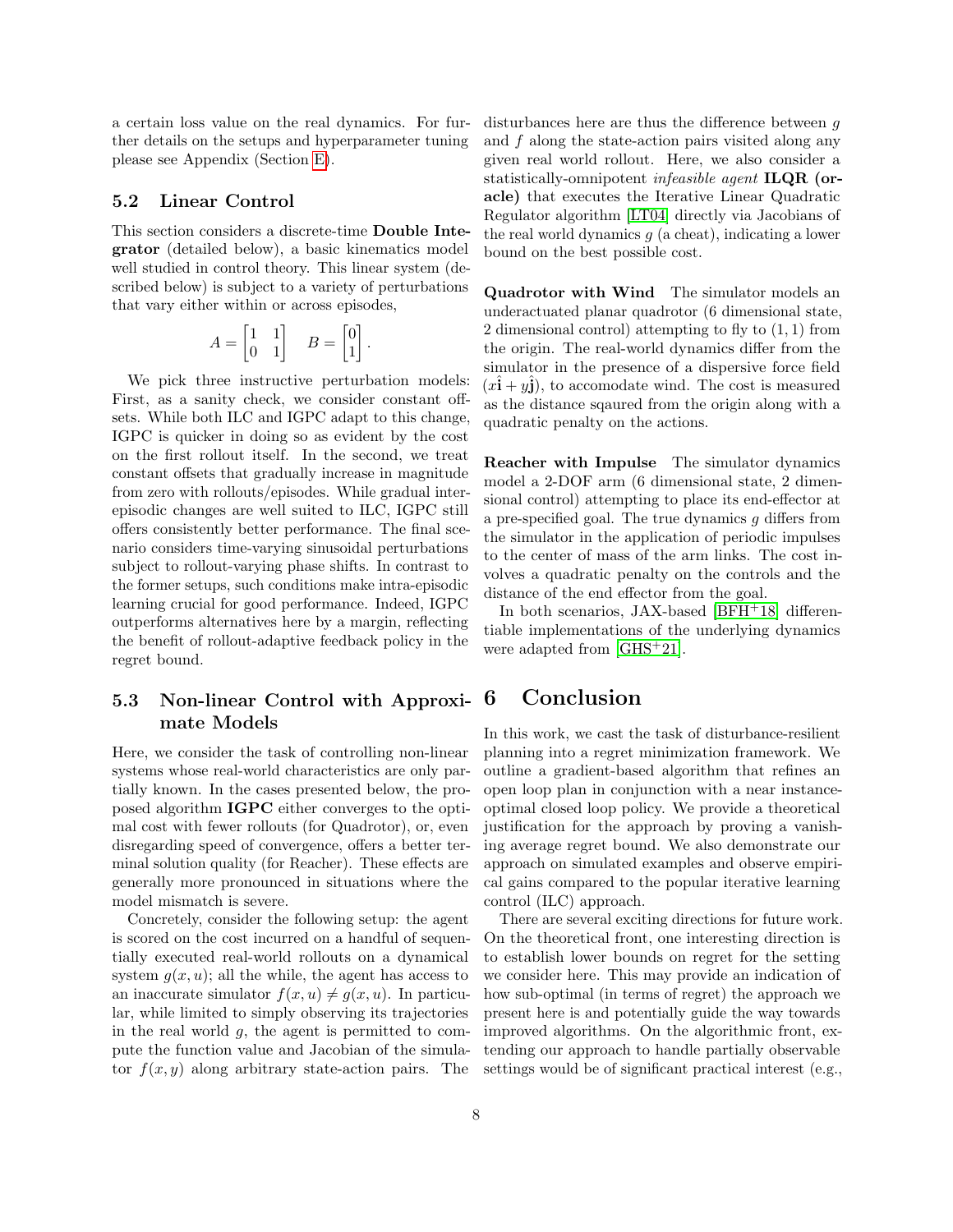a certain loss value on the real dynamics. For further details on the setups and hyperparameter tuning please see Appendix (Section E).

### 5.2 Linear Control

This section considers a discrete-time **Double Integrator** (detailed below), a basic kinematics model well studied in control theory. This linear system (described below) is subject to a variety of perturbations that vary either within or across episodes,

$$A = \begin{bmatrix} 1 & 1 \\ 0 & 1 \end{bmatrix} \quad B = \begin{bmatrix} 0 \\ 1 \end{bmatrix}.$$

We pick three instructive perturbation models: First, as a sanity check, we consider constant offsets. While both ILC and IGPC adapt to this change, IGPC is quicker in doing so as evident by the cost on the first rollout itself. In the second, we treat constant offsets that gradually increase in magnitude from zero with rollouts/episodes. While gradual inter-episodic changes are well suited to ILC, IGPC still offers consistently better performance. The final scenario considers time-varying sinusoidal perturbations subject to rollout-varying phase shifts. In contrast to the former setups, such conditions make intra-episodic learning crucial for good performance. Indeed, IGPC outperforms alternatives here by a margin, reflecting the benefit of rollout-adaptive feedback policy in the regret bound.

### 5.3 Non-linear Control with Approximate Models

Here, we consider the task of controlling non-linear systems whose real-world characteristics are only partially known. In the cases presented below, the proposed algorithm **IGPC** either converges to the optimal cost with fewer rollouts (for Quadrotor), or, even disregarding speed of convergence, offers a better terminal solution quality (for Reacher). These effects are generally more pronounced in situations where the model mismatch is severe.

Concretely, consider the following setup: the agent is scored on the cost incurred on a handful of sequentially executed real-world rollouts on a dynamical system $g(x,u)$; all the while, the agent has access to an inaccurate simulator $f(x,u) \neq g(x,u)$. In particular, while limited to simply observing its trajectories in the real world $g$, the agent is permitted to compute the function value and Jacobian of the simulator $f(x,y)$ along arbitrary state-action pairs. The disturbances here are thus the difference between $g$ and $f$ along the state-action pairs visited along any given real world rollout. Here, we also consider a statistically-omnipotent *infeasible agent* **ILQR (oracle)** that executes the Iterative Linear Quadratic Regulator algorithm [LT04] directly via Jacobians of the real world dynamics $g$ (a cheat), indicating a lower bound on the best possible cost.

**Quadrotor with Wind** The simulator models an underactuated planar quadrotor (6 dimensional state, 2 dimensional control) attempting to fly to $(1,1)$ from the origin. The real-world dynamics differ from the simulator in the presence of a dispersive force field $(x\hat{\mathbf{i}} + y\hat{\mathbf{j}})$, to accomodate wind. The cost is measured as the distance sqaured from the origin along with a quadratic penalty on the actions.

**Reacher with Impulse** The simulator dynamics model a 2-DOF arm (6 dimensional state, 2 dimensional control) attempting to place its end-effector at a pre-specified goal. The true dynamics $g$ differs from the simulator in the application of periodic impulses to the center of mass of the arm links. The cost involves a quadratic penalty on the controls and the distance of the end effector from the goal.

In both scenarios, JAX-based [BFH+18] differentiable implementations of the underlying dynamics were adapted from [GHS+21].

## 6 Conclusion

In this work, we cast the task of disturbance-resilient planning into a regret minimization framework. We outline a gradient-based algorithm that refines an open loop plan in conjunction with a near instance-optimal closed loop policy. We provide a theoretical justification for the approach by proving a vanishing average regret bound. We also demonstrate our approach on simulated examples and observe empirical gains compared to the popular iterative learning control (ILC) approach.

There are several exciting directions for future work. On the theoretical front, one interesting direction is to establish lower bounds on regret for the setting we consider here. This may provide an indication of how sub-optimal (in terms of regret) the approach we present here is and potentially guide the way towards improved algorithms. On the algorithmic front, extending our approach to handle partially observable settings would be of significant practical interest (e.g.,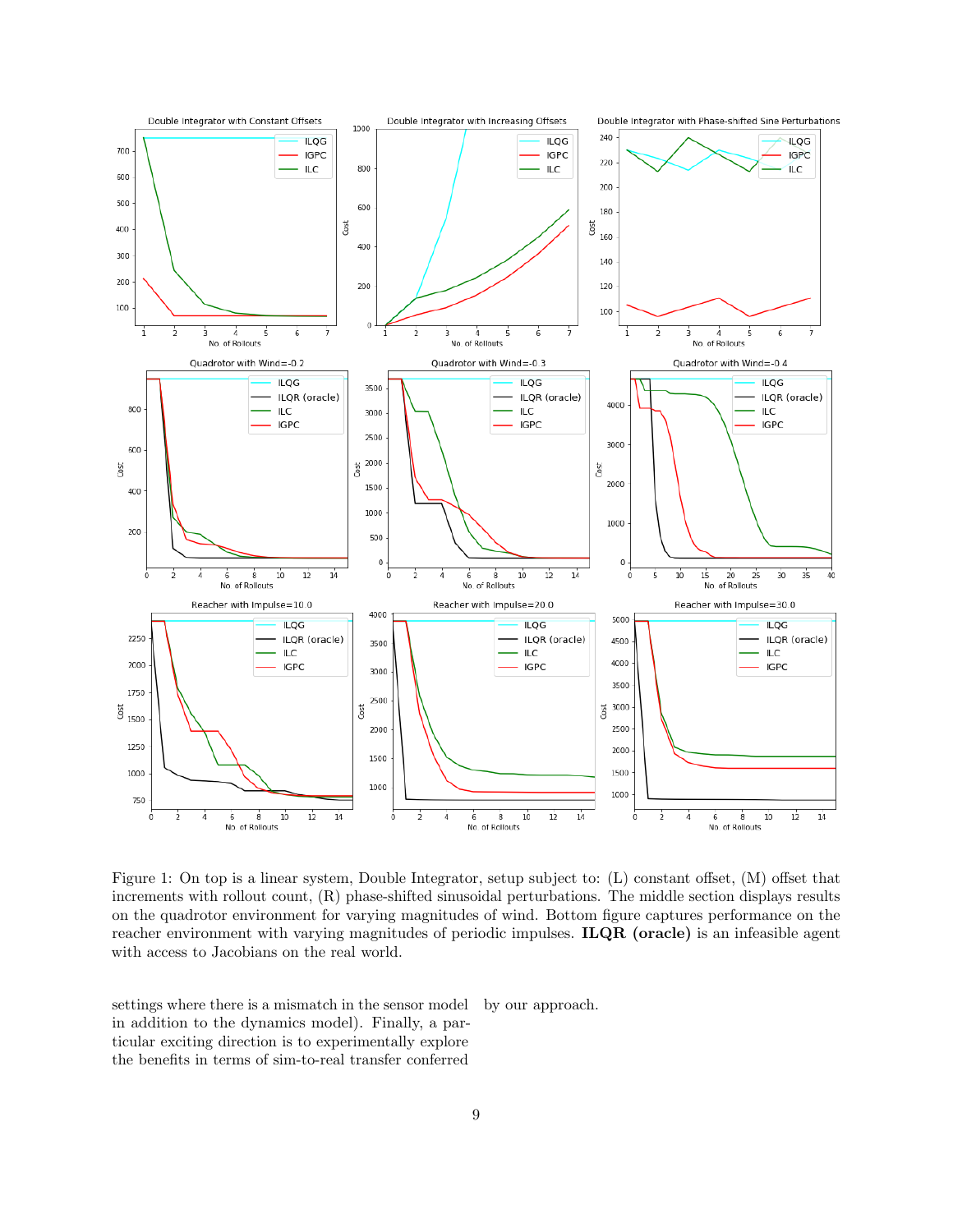Figure 1: On top is a linear system, Double Integrator, setup subject to: (L) constant offset, (M) offset that increments with rollout count, (R) phase-shifted sinusoidal perturbations. The middle section displays results on the quadrotor environment for varying magnitudes of wind. Bottom figure captures performance on the reacher environment with varying magnitudes of periodic impulses. **ILQR (oracle)** is an infeasible agent with access to Jacobians on the real world.

settings where there is a mismatch in the sensor model in addition to the dynamics model). Finally, a particular exciting direction is to experimentally explore the benefits in terms of sim-to-real transfer conferred by our approach.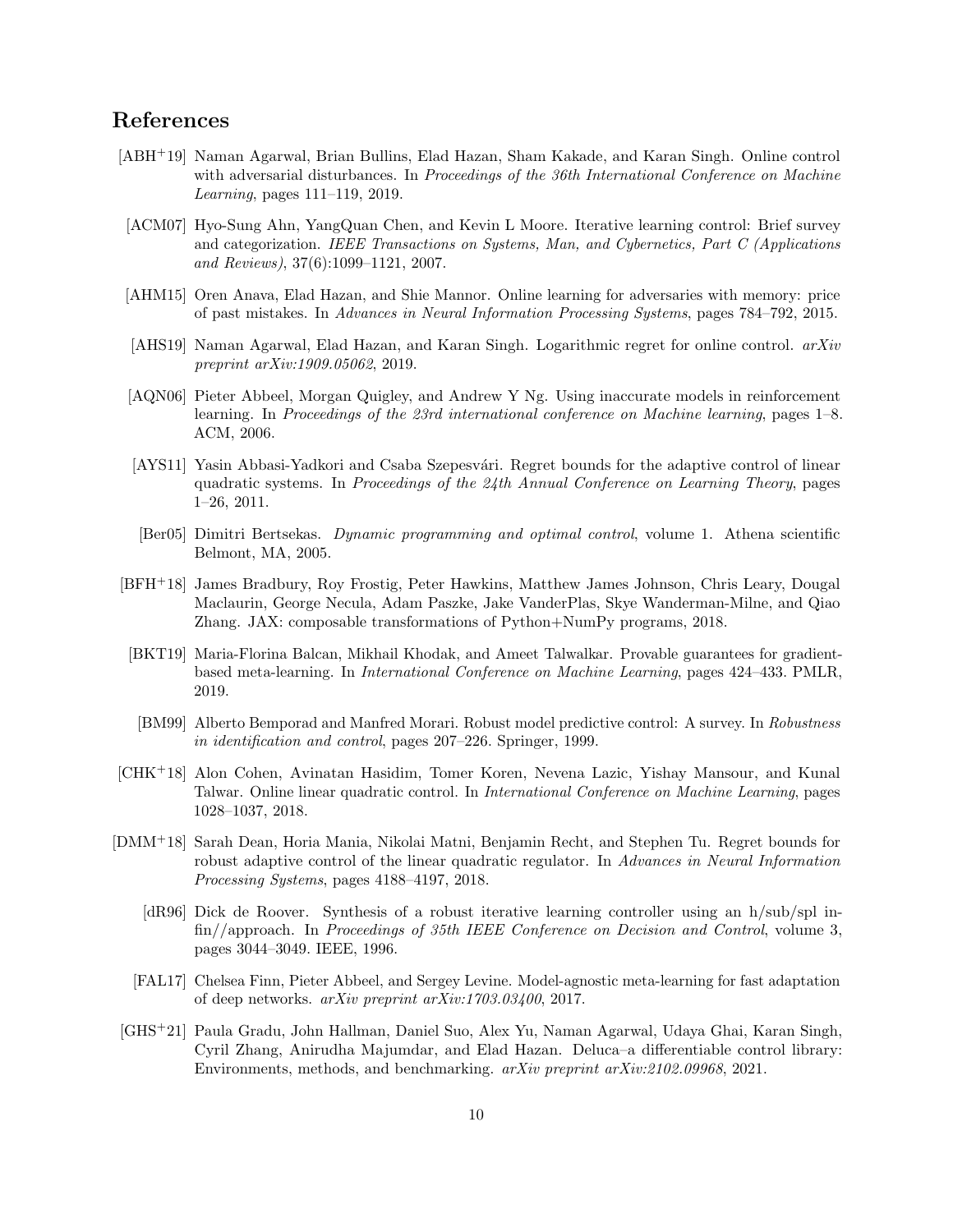# References

[ABH+19] Naman Agarwal, Brian Bullins, Elad Hazan, Sham Kakade, and Karan Singh. Online control with adversarial disturbances. In *Proceedings of the 36th International Conference on Machine Learning*, pages 111–119, 2019.

[ACM07] Hyo-Sung Ahn, YangQuan Chen, and Kevin L Moore. Iterative learning control: Brief survey and categorization. *IEEE Transactions on Systems, Man, and Cybernetics, Part C (Applications and Reviews)*, 37(6):1099–1121, 2007.

[AHM15] Oren Anava, Elad Hazan, and Shie Mannor. Online learning for adversaries with memory: price of past mistakes. In *Advances in Neural Information Processing Systems*, pages 784–792, 2015.

[AHS19] Naman Agarwal, Elad Hazan, and Karan Singh. Logarithmic regret for online control. *arXiv preprint arXiv:1909.05062*, 2019.

[AQN06] Pieter Abbeel, Morgan Quigley, and Andrew Y Ng. Using inaccurate models in reinforcement learning. In *Proceedings of the 23rd international conference on Machine learning*, pages 1–8. ACM, 2006.

[AYS11] Yasin Abbasi-Yadkori and Csaba Szepesvári. Regret bounds for the adaptive control of linear quadratic systems. In *Proceedings of the 24th Annual Conference on Learning Theory*, pages 1–26, 2011.

[Ber05] Dimitri Bertsekas. *Dynamic programming and optimal control*, volume 1. Athena scientific Belmont, MA, 2005.

[BFH+18] James Bradbury, Roy Frostig, Peter Hawkins, Matthew James Johnson, Chris Leary, Dougal Maclaurin, George Necula, Adam Paszke, Jake VanderPlas, Skye Wanderman-Milne, and Qiao Zhang. JAX: composable transformations of Python+NumPy programs, 2018.

[BKT19] Maria-Florina Balcan, Mikhail Khodak, and Ameet Talwalkar. Provable guarantees for gradient-based meta-learning. In *International Conference on Machine Learning*, pages 424–433. PMLR, 2019.

[BM99] Alberto Bemporad and Manfred Morari. Robust model predictive control: A survey. In *Robustness in identification and control*, pages 207–226. Springer, 1999.

[CHK+18] Alon Cohen, Avinatan Hasidim, Tomer Koren, Nevena Lazic, Yishay Mansour, and Kunal Talwar. Online linear quadratic control. In *International Conference on Machine Learning*, pages 1028–1037, 2018.

[DMM+18] Sarah Dean, Horia Mania, Nikolai Matni, Benjamin Recht, and Stephen Tu. Regret bounds for robust adaptive control of the linear quadratic regulator. In *Advances in Neural Information Processing Systems*, pages 4188–4197, 2018.

[dR96] Dick de Roover. Synthesis of a robust iterative learning controller using an h/sub/spl infin//approach. In *Proceedings of 35th IEEE Conference on Decision and Control*, volume 3, pages 3044–3049. IEEE, 1996.

[FAL17] Chelsea Finn, Pieter Abbeel, and Sergey Levine. Model-agnostic meta-learning for fast adaptation of deep networks. *arXiv preprint arXiv:1703.03400*, 2017.

[GHS+21] Paula Gradu, John Hallman, Daniel Suo, Alex Yu, Naman Agarwal, Udaya Ghai, Karan Singh, Cyril Zhang, Anirudha Majumdar, and Elad Hazan. Deluca–a differentiable control library: Environments, methods, and benchmarking. *arXiv preprint arXiv:2102.09968*, 2021.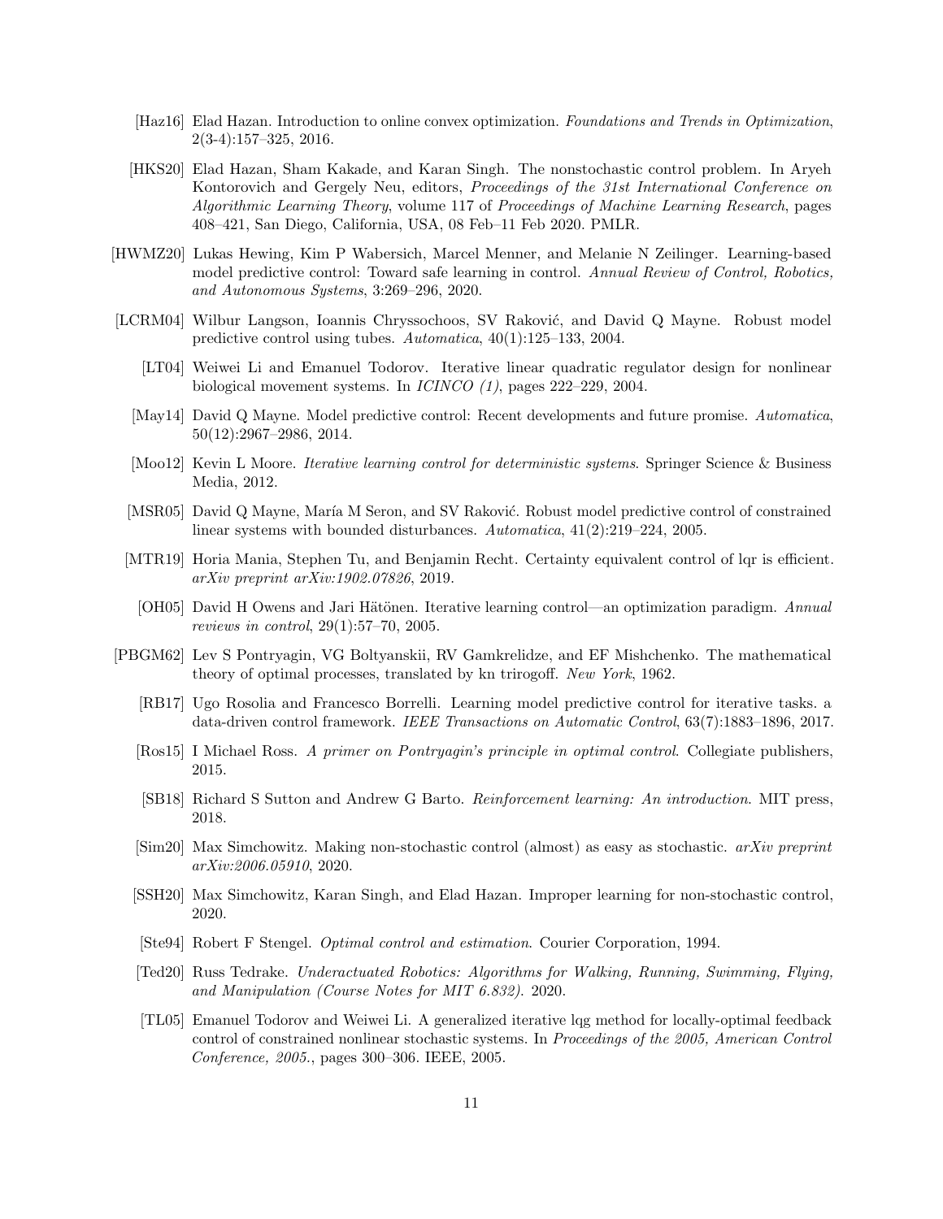[Haz16] Elad Hazan. Introduction to online convex optimization. *Foundations and Trends in Optimization*, 2(3-4):157–325, 2016.

[HKS20] Elad Hazan, Sham Kakade, and Karan Singh. The nonstochastic control problem. In Aryeh Kontorovich and Gergely Neu, editors, *Proceedings of the 31st International Conference on Algorithmic Learning Theory*, volume 117 of *Proceedings of Machine Learning Research*, pages 408–421, San Diego, California, USA, 08 Feb–11 Feb 2020. PMLR.

[HWMZ20] Lukas Hewing, Kim P Wabersich, Marcel Menner, and Melanie N Zeilinger. Learning-based model predictive control: Toward safe learning in control. *Annual Review of Control, Robotics, and Autonomous Systems*, 3:269–296, 2020.

[LCRM04] Wilbur Langson, Ioannis Chryssochoos, SV Raković, and David Q Mayne. Robust model predictive control using tubes. *Automatica*, 40(1):125–133, 2004.

[LT04] Weiwei Li and Emanuel Todorov. Iterative linear quadratic regulator design for nonlinear biological movement systems. In *ICINCO (1)*, pages 222–229, 2004.

[May14] David Q Mayne. Model predictive control: Recent developments and future promise. *Automatica*, 50(12):2967–2986, 2014.

[Moo12] Kevin L Moore. *Iterative learning control for deterministic systems*. Springer Science & Business Media, 2012.

[MSR05] David Q Mayne, María M Seron, and SV Raković. Robust model predictive control of constrained linear systems with bounded disturbances. *Automatica*, 41(2):219–224, 2005.

[MTR19] Horia Mania, Stephen Tu, and Benjamin Recht. Certainty equivalent control of lqr is efficient. *arXiv preprint arXiv:1902.07826*, 2019.

[OH05] David H Owens and Jari Hätönen. Iterative learning control—an optimization paradigm. *Annual reviews in control*, 29(1):57–70, 2005.

[PBGM62] Lev S Pontryagin, VG Boltyanskii, RV Gamkrelidze, and EF Mishchenko. The mathematical theory of optimal processes, translated by kn trirogoff. *New York*, 1962.

[RB17] Ugo Rosolia and Francesco Borrelli. Learning model predictive control for iterative tasks. a data-driven control framework. *IEEE Transactions on Automatic Control*, 63(7):1883–1896, 2017.

[Ros15] I Michael Ross. *A primer on Pontryagin's principle in optimal control*. Collegiate publishers, 2015.

[SB18] Richard S Sutton and Andrew G Barto. *Reinforcement learning: An introduction*. MIT press, 2018.

[Sim20] Max Simchowitz. Making non-stochastic control (almost) as easy as stochastic. *arXiv preprint arXiv:2006.05910*, 2020.

[SSH20] Max Simchowitz, Karan Singh, and Elad Hazan. Improper learning for non-stochastic control, 2020.

[Ste94] Robert F Stengel. *Optimal control and estimation*. Courier Corporation, 1994.

[Ted20] Russ Tedrake. *Underactuated Robotics: Algorithms for Walking, Running, Swimming, Flying, and Manipulation (Course Notes for MIT 6.832)*. 2020.

[TL05] Emanuel Todorov and Weiwei Li. A generalized iterative lqg method for locally-optimal feedback control of constrained nonlinear stochastic systems. In *Proceedings of the 2005, American Control Conference, 2005.*, pages 300–306. IEEE, 2005.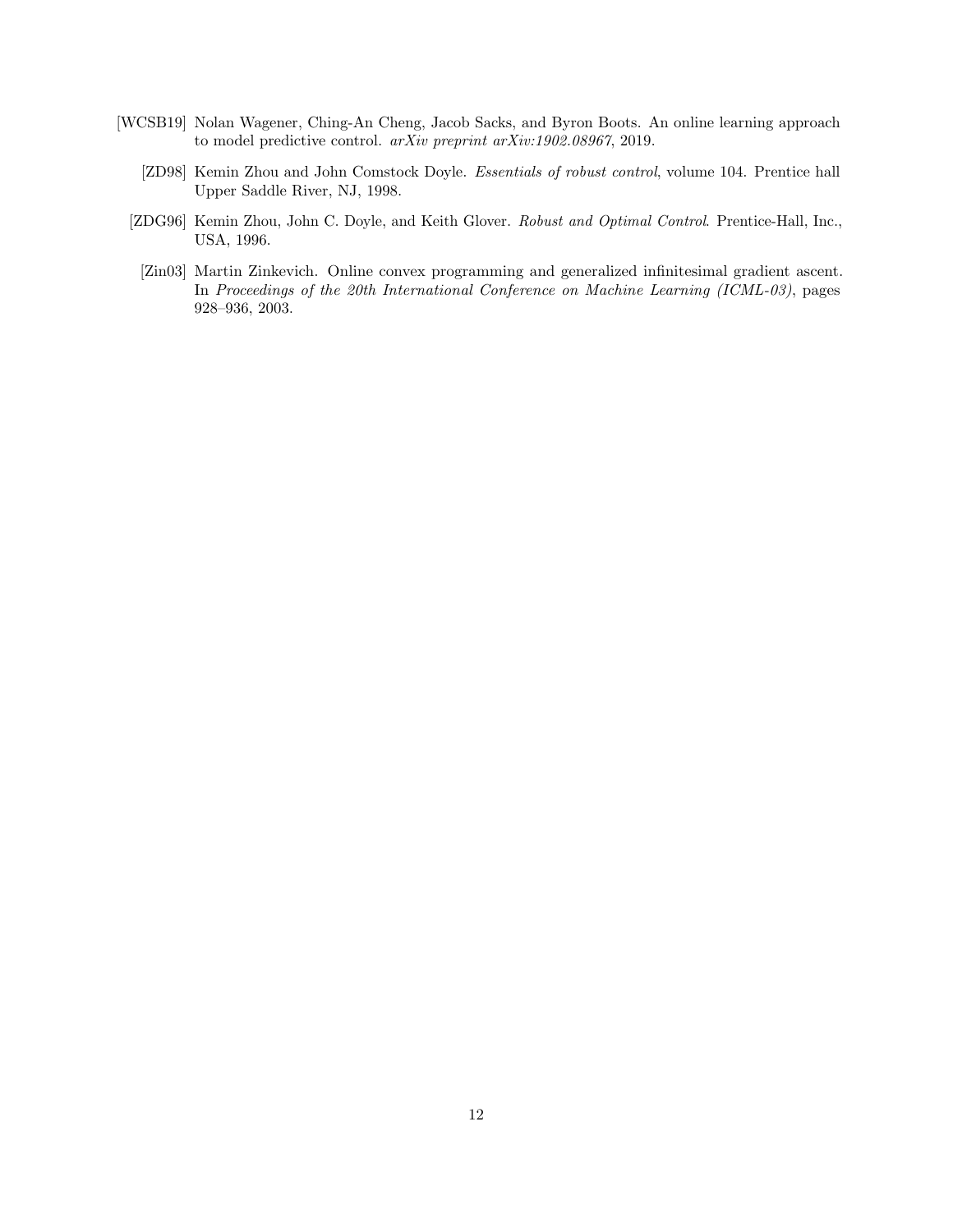[WCSB19] Nolan Wagener, Ching-An Cheng, Jacob Sacks, and Byron Boots. An online learning approach to model predictive control. *arXiv preprint arXiv:1902.08967*, 2019.

[ZD98] Kemin Zhou and John Comstock Doyle. *Essentials of robust control*, volume 104. Prentice hall Upper Saddle River, NJ, 1998.

[ZDG96] Kemin Zhou, John C. Doyle, and Keith Glover. *Robust and Optimal Control*. Prentice-Hall, Inc., USA, 1996.

[Zin03] Martin Zinkevich. Online convex programming and generalized infinitesimal gradient ascent. In *Proceedings of the 20th International Conference on Machine Learning (ICML-03)*, pages 928–936, 2003.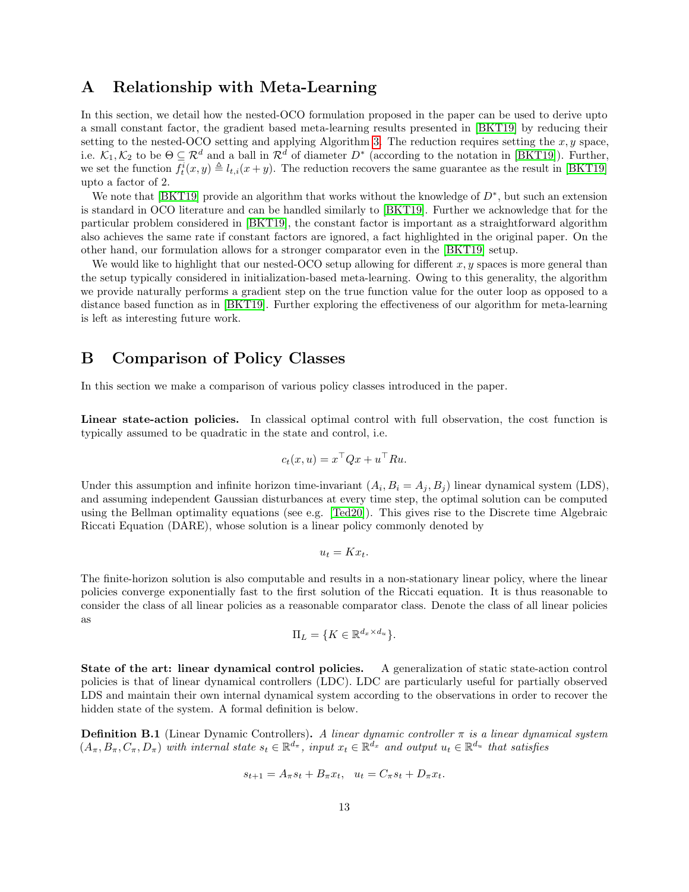# A Relationship with Meta-Learning

In this section, we detail how the nested-OCO formulation proposed in the paper can be used to derive upto a small constant factor, the gradient based meta-learning results presented in [BKT19] by reducing their setting to the nested-OCO setting and applying Algorithm 3. The reduction requires setting the $x, y$ space, i.e. $\mathcal{K}_1, \mathcal{K}_2$ to be $\Theta \subseteq \mathcal{R}^d$ and a ball in $\mathcal{R}^d$ of diameter $D^*$ (according to the notation in [BKT19]). Further, we set the function $f_t^i(x, y) \triangleq l_{t,i}(x + y)$. The reduction recovers the same guarantee as the result in [BKT19] upto a factor of 2.

We note that [BKT19] provide an algorithm that works without the knowledge of $D^*$, but such an extension is standard in OCO literature and can be handled similarly to [BKT19]. Further we acknowledge that for the particular problem considered in [BKT19], the constant factor is important as a straightforward algorithm also achieves the same rate if constant factors are ignored, a fact highlighted in the original paper. On the other hand, our formulation allows for a stronger comparator even in the [BKT19] setup.

We would like to highlight that our nested-OCO setup allowing for different $x, y$ spaces is more general than the setup typically considered in initialization-based meta-learning. Owing to this generality, the algorithm we provide naturally performs a gradient step on the true function value for the outer loop as opposed to a distance based function as in [BKT19]. Further exploring the effectiveness of our algorithm for meta-learning is left as interesting future work.

# B Comparison of Policy Classes

In this section we make a comparison of various policy classes introduced in the paper.

**Linear state-action policies.** In classical optimal control with full observation, the cost function is typically assumed to be quadratic in the state and control, i.e.

$$c_t(x, u) = x^\top Q x + u^\top R u.$$

Under this assumption and infinite horizon time-invariant ($A_i, B_i = A_j, B_j$) linear dynamical system (LDS), and assuming independent Gaussian disturbances at every time step, the optimal solution can be computed using the Bellman optimality equations (see e.g. [Ted20]). This gives rise to the Discrete time Algebraic Riccati Equation (DARE), whose solution is a linear policy commonly denoted by

$$u_t = K x_t.$$

The finite-horizon solution is also computable and results in a non-stationary linear policy, where the linear policies converge exponentially fast to the first solution of the Riccati equation. It is thus reasonable to consider the class of all linear policies as a reasonable comparator class. Denote the class of all linear policies as

$$\Pi_L = \{K \in \mathbb{R}^{d_x \times d_u}\}.$$

**State of the art: linear dynamical control policies.** A generalization of static state-action control policies is that of linear dynamical controllers (LDC). LDC are particularly useful for partially observed LDS and maintain their own internal dynamical system according to the observations in order to recover the hidden state of the system. A formal definition is below.

**Definition B.1** (Linear Dynamic Controllers). *A linear dynamic controller $\pi$ is a linear dynamical system $(A_\pi, B_\pi, C_\pi, D_\pi)$ with internal state $s_t \in \mathbb{R}^{d_\pi}$, input $x_t \in \mathbb{R}^{d_x}$ and output $u_t \in \mathbb{R}^{d_u}$ that satisfies*

$$s_{t+1} = A_\pi s_t + B_\pi x_t, \quad u_t = C_\pi s_t + D_\pi x_t.$$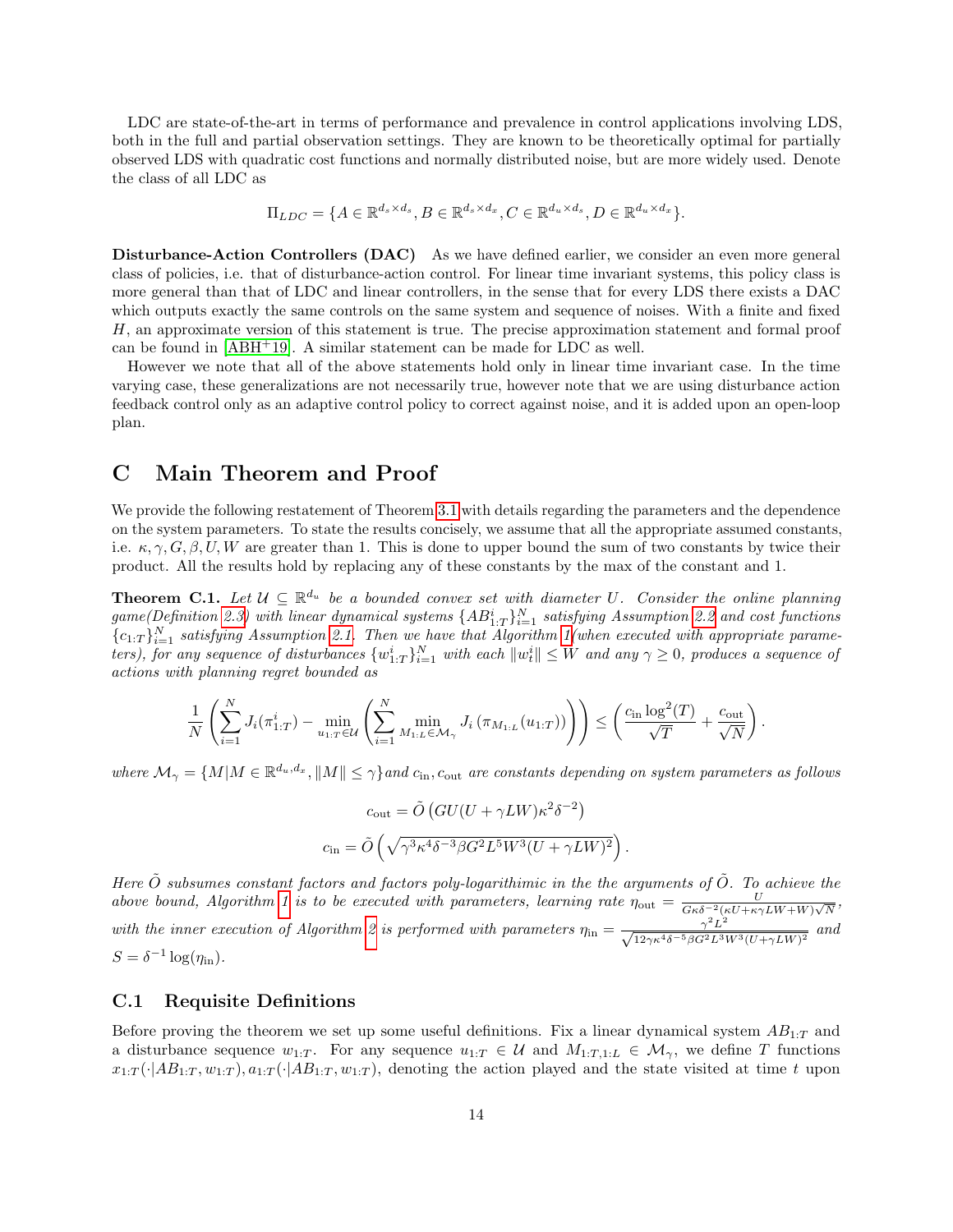LDC are state-of-the-art in terms of performance and prevalence in control applications involving LDS, both in the full and partial observation settings. They are known to be theoretically optimal for partially observed LDS with quadratic cost functions and normally distributed noise, but are more widely used. Denote the class of all LDC as

$$\Pi_{LDC} = \{A \in \mathbb{R}^{d_s \times d_s}, B \in \mathbb{R}^{d_s \times d_x}, C \in \mathbb{R}^{d_u \times d_s}, D \in \mathbb{R}^{d_u \times d_x}\}.$$

**Disturbance-Action Controllers (DAC)** As we have defined earlier, we consider an even more general class of policies, i.e. that of disturbance-action control. For linear time invariant systems, this policy class is more general than that of LDC and linear controllers, in the sense that for every LDS there exists a DAC which outputs exactly the same controls on the same system and sequence of noises. With a finite and fixed $H$, an approximate version of this statement is true. The precise approximation statement and formal proof can be found in [ABH+19]. A similar statement can be made for LDC as well.

However we note that all of the above statements hold only in linear time invariant case. In the time varying case, these generalizations are not necessarily true, however note that we are using disturbance action feedback control only as an adaptive control policy to correct against noise, and it is added upon an open-loop plan.

# C Main Theorem and Proof

We provide the following restatement of Theorem 3.1 with details regarding the parameters and the dependence on the system parameters. To state the results concisely, we assume that all the appropriate assumed constants, i.e. $\kappa, \gamma, G, \beta, U, W$ are greater than 1. This is done to upper bound the sum of two constants by twice their product. All the results hold by replacing any of these constants by the max of the constant and 1.

**Theorem C.1.** *Let $\mathcal{U} \subseteq \mathbb{R}^{d_u}$ be a bounded convex set with diameter $U$. Consider the online planning game(Definition 2.3) with linear dynamical systems $\{AB^i_{1:T}\}_{i=1}^N$ satisfying Assumption 2.2 and cost functions $\{c_{1:T}\}_{i=1}^N$ satisfying Assumption 2.1. Then we have that Algorithm 1(when executed with appropriate parameters), for any sequence of disturbances $\{w^i_{1:T}\}_{i=1}^N$ with each $\|w^i_t\| \leq W$ and any $\gamma \geq 0$, produces a sequence of actions with planning regret bounded as*

$$\frac{1}{N}\left(\sum_{i=1}^N J_i(\pi^i_{1:T}) - \min_{u_{1:T}\in\mathcal{U}}\left(\sum_{i=1}^N \min_{M_{1:L}\in\mathcal{M}_\gamma} J_i\left(\pi_{M_{1:L}}(u_{1:T})\right)\right)\right) \leq \left(\frac{c_{\rm in}\log^2(T)}{\sqrt{T}} + \frac{c_{\rm out}}{\sqrt{N}}\right).$$

*where $\mathcal{M}_\gamma = \{M | M \in \mathbb{R}^{d_u, d_x}, \|M\| \leq \gamma\}$and $c_{\rm in}, c_{\rm out}$ are constants depending on system parameters as follows*

$$c_{\rm out} = \tilde{O}\left(GU(U+\gamma LW)\kappa^2\delta^{-2}\right)$$

$$c_{\rm in} = \tilde{O}\left(\sqrt{\gamma^3\kappa^4\delta^{-3}\beta G^2 L^5 W^3 (U+\gamma LW)^2}\right).$$

*Here $\tilde{O}$ subsumes constant factors and factors poly-logarithimic in the the arguments of $\tilde{O}$. To achieve the above bound, Algorithm 1 is to be executed with parameters, learning rate $\eta_{\rm out} = \frac{U}{G\kappa\delta^{-2}(\kappa U+\kappa\gamma LW+W)\sqrt{N}}$, with the inner execution of Algorithm 2 is performed with parameters $\eta_{\rm in} = \frac{\gamma^2 L^2}{\sqrt{12\gamma\kappa^4\delta^{-5}\beta G^2 L^3 W^3 (U+\gamma LW)^2}}$ and $S = \delta^{-1}\log(\eta_{\rm in})$.*

## C.1 Requisite Definitions

Before proving the theorem we set up some useful definitions. Fix a linear dynamical system $AB_{1:T}$ and a disturbance sequence $w_{1:T}$. For any sequence $u_{1:T} \in \mathcal{U}$ and $M_{1:T,1:L} \in \mathcal{M}_\gamma$, we define $T$ functions $x_{1:T}(\cdot|AB_{1:T}, w_{1:T}), a_{1:T}(\cdot|AB_{1:T}, w_{1:T})$, denoting the action played and the state visited at time $t$ upon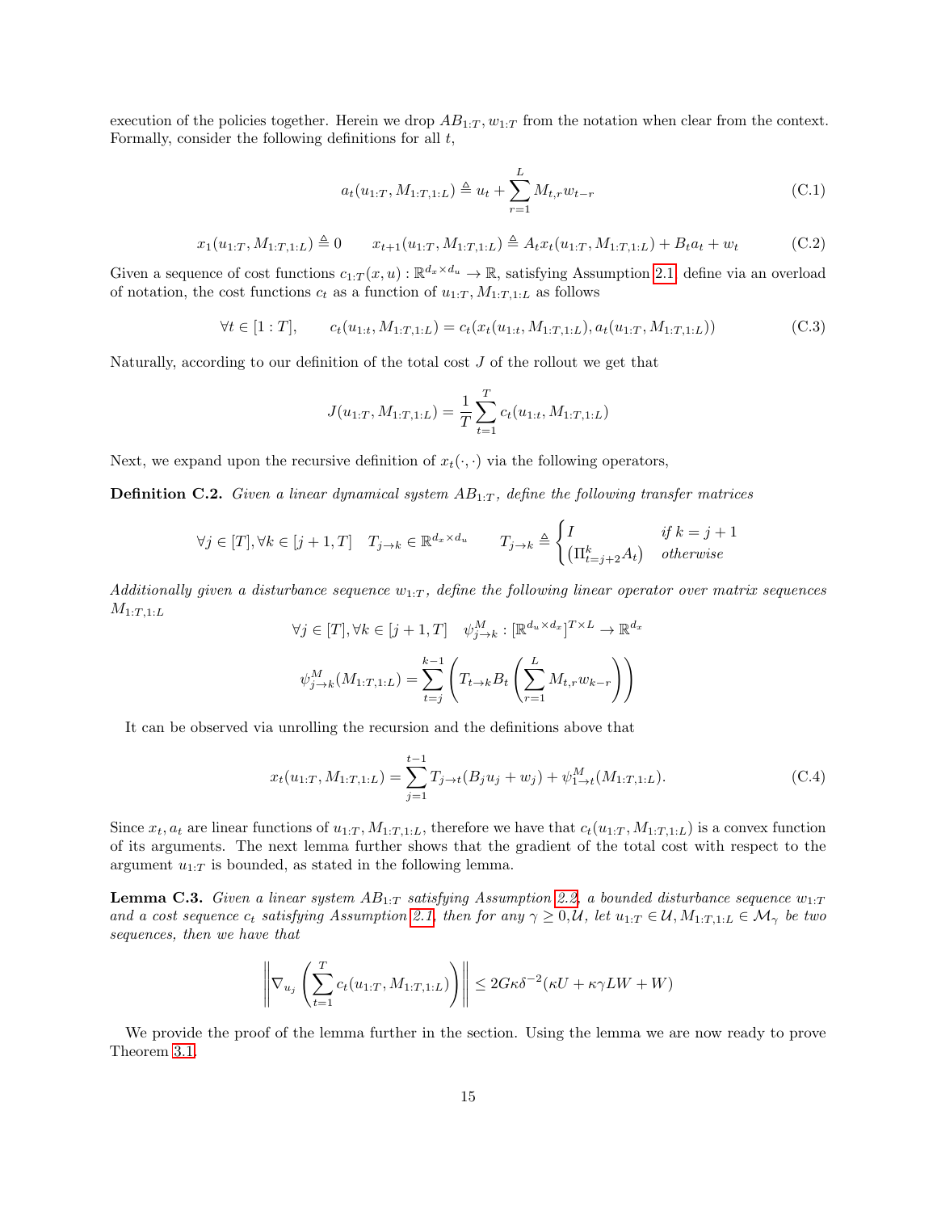execution of the policies together. Herein we drop $AB_{1:T}, w_{1:T}$ from the notation when clear from the context. Formally, consider the following definitions for all $t$,

$$a_t(u_{1:T}, M_{1:T,1:L}) \triangleq u_t + \sum_{r=1}^{L} M_{t,r} w_{t-r} \tag{C.1}$$

$$x_1(u_{1:T}, M_{1:T,1:L}) \triangleq 0 \qquad x_{t+1}(u_{1:T}, M_{1:T,1:L}) \triangleq A_t x_t(u_{1:T}, M_{1:T,1:L}) + B_t a_t + w_t \tag{C.2}$$

Given a sequence of cost functions $c_{1:T}(x, u) : \mathbb{R}^{d_x \times d_u} \to \mathbb{R}$, satisfying Assumption 2.1, define via an overload of notation, the cost functions $c_t$ as a function of $u_{1:T}, M_{1:T,1:L}$ as follows

$$\forall t \in [1:T], \qquad c_t(u_{1:t}, M_{1:T,1:L}) = c_t(x_t(u_{1:t}, M_{1:T,1:L}), a_t(u_{1:T}, M_{1:T,1:L})) \tag{C.3}$$

Naturally, according to our definition of the total cost $J$ of the rollout we get that

$$J(u_{1:T}, M_{1:T,1:L}) = \frac{1}{T} \sum_{t=1}^{T} c_t(u_{1:t}, M_{1:T,1:L})$$

Next, we expand upon the recursive definition of $x_t(\cdot, \cdot)$ via the following operators,

**Definition C.2.** *Given a linear dynamical system $AB_{1:T}$, define the following transfer matrices*

$$\forall j \in [T], \forall k \in [j+1, T] \quad T_{j \to k} \in \mathbb{R}^{d_x \times d_u} \qquad T_{j \to k} \triangleq \begin{cases} I & \text{if } k = j+1 \\ \left(\Pi_{t=j+2}^{k} A_t\right) & \text{otherwise} \end{cases}$$

*Additionally given a disturbance sequence $w_{1:T}$, define the following linear operator over matrix sequences $M_{1:T,1:L}$*

$$\forall j \in [T], \forall k \in [j+1, T] \quad \psi^M_{j \to k} : [\mathbb{R}^{d_u \times d_x}]^{T \times L} \to \mathbb{R}^{d_x}$$

$$\psi^M_{j \to k}(M_{1:T,1:L}) = \sum_{t=j}^{k-1} \left( T_{t \to k} B_t \left( \sum_{r=1}^{L} M_{t,r} w_{k-r} \right) \right)$$

It can be observed via unrolling the recursion and the definitions above that

$$x_t(u_{1:T}, M_{1:T,1:L}) = \sum_{j=1}^{t-1} T_{j \to t}(B_j u_j + w_j) + \psi^M_{1 \to t}(M_{1:T,1:L}). \tag{C.4}$$

Since $x_t, a_t$ are linear functions of $u_{1:T}, M_{1:T,1:L}$, therefore we have that $c_t(u_{1:T}, M_{1:T,1:L})$ is a convex function of its arguments. The next lemma further shows that the gradient of the total cost with respect to the argument $u_{1:T}$ is bounded, as stated in the following lemma.

**Lemma C.3.** *Given a linear system $AB_{1:T}$ satisfying Assumption 2.2, a bounded disturbance sequence $w_{1:T}$ and a cost sequence $c_t$ satisfying Assumption 2.1, then for any $\gamma \geq 0, \mathcal{U}$, let $u_{1:T} \in \mathcal{U}, M_{1:T,1:L} \in \mathcal{M}_\gamma$ be two sequences, then we have that*

$$\left\| \nabla_{u_j} \left( \sum_{t=1}^{T} c_t(u_{1:T}, M_{1:T,1:L}) \right) \right\| \leq 2G\kappa\delta^{-2}(\kappa U + \kappa\gamma LW + W)$$

We provide the proof of the lemma further in the section. Using the lemma we are now ready to prove Theorem 3.1.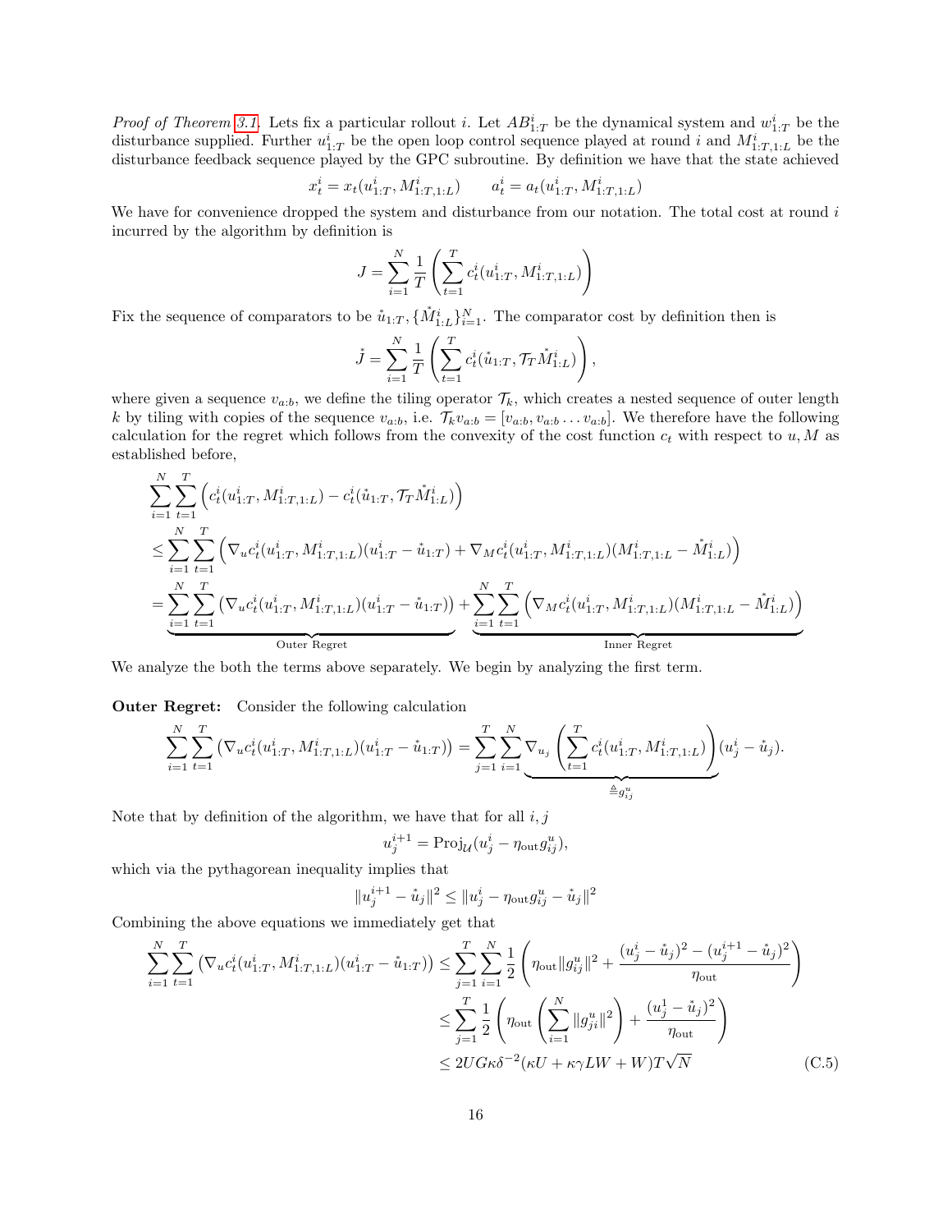*Proof of Theorem 3.1.* Lets fix a particular rollout $i$. Let $AB^i_{1:T}$ be the dynamical system and $w^i_{1:T}$ be the disturbance supplied. Further $u^i_{1:T}$ be the open loop control sequence played at round $i$ and $M^i_{1:T,1:L}$ be the disturbance feedback sequence played by the GPC subroutine. By definition we have that the state achieved

$$x^i_t = x_t(u^i_{1:T}, M^i_{1:T,1:L}) \qquad a^i_t = a_t(u^i_{1:T}, M^i_{1:T,1:L})$$

We have for convenience dropped the system and disturbance from our notation. The total cost at round $i$ incurred by the algorithm by definition is

$$J = \sum_{i=1}^{N} \frac{1}{T}\left(\sum_{t=1}^{T} c^i_t(u^i_{1:T}, M^i_{1:T,1:L})\right)$$

Fix the sequence of comparators to be $\mathring{u}_{1:T}, \{\mathring{M}^i_{1:L}\}_{i=1}^N$. The comparator cost by definition then is

$$\mathring{J} = \sum_{i=1}^{N} \frac{1}{T}\left(\sum_{t=1}^{T} c^i_t(\mathring{u}_{1:T}, \mathcal{T}_T \mathring{M}^i_{1:L})\right),$$

where given a sequence $v_{a:b}$, we define the tiling operator $\mathcal{T}_k$, which creates a nested sequence of outer length $k$ by tiling with copies of the sequence $v_{a:b}$, i.e. $\mathcal{T}_k v_{a:b} = [v_{a:b}, v_{a:b} \ldots v_{a:b}]$. We therefore have the following calculation for the regret which follows from the convexity of the cost function $c_t$ with respect to $u, M$ as established before,

$$\begin{aligned}
&\sum_{i=1}^{N}\sum_{t=1}^{T}\left(c^i_t(u^i_{1:T}, M^i_{1:T,1:L}) - c^i_t(\mathring{u}_{1:T}, \mathcal{T}_T\mathring{M}^i_{1:L})\right) \\
&\leq \sum_{i=1}^{N}\sum_{t=1}^{T}\left(\nabla_u c^i_t(u^i_{1:T}, M^i_{1:T,1:L})(u^i_{1:T} - \mathring{u}_{1:T}) + \nabla_M c^i_t(u^i_{1:T}, M^i_{1:T,1:L})(M^i_{1:T,1:L} - \mathring{M}^i_{1:L})\right) \\
&= \underbrace{\sum_{i=1}^{N}\sum_{t=1}^{T}\left(\nabla_u c^i_t(u^i_{1:T}, M^i_{1:T,1:L})(u^i_{1:T} - \mathring{u}_{1:T})\right)}_{\text{Outer Regret}} + \underbrace{\sum_{i=1}^{N}\sum_{t=1}^{T}\left(\nabla_M c^i_t(u^i_{1:T}, M^i_{1:T,1:L})(M^i_{1:T,1:L} - \mathring{M}^i_{1:L})\right)}_{\text{Inner Regret}}
\end{aligned}$$

We analyze the both the terms above separately. We begin by analyzing the first term.

**Outer Regret:** Consider the following calculation

$$\sum_{i=1}^{N}\sum_{t=1}^{T}\left(\nabla_u c^i_t(u^i_{1:T}, M^i_{1:T,1:L})(u^i_{1:T} - \mathring{u}_{1:T})\right) = \sum_{j=1}^{T}\sum_{i=1}^{N}\underbrace{\nabla_{u_j}\left(\sum_{t=1}^{T} c^i_t(u^i_{1:T}, M^i_{1:T,1:L})\right)}_{\triangleq g^u_{ij}}(u^i_j - \mathring{u}_j).$$

Note that by definition of the algorithm, we have that for all $i, j$

$$u^{i+1}_j = \text{Proj}_{\mathcal{U}}(u^i_j - \eta_{\text{out}} g^u_{ij}),$$

which via the pythagorean inequality implies that

$$\|u^{i+1}_j - \mathring{u}_j\|^2 \leq \|u^i_j - \eta_{\text{out}} g^u_{ij} - \mathring{u}_j\|^2$$

Combining the above equations we immediately get that

$$\begin{aligned}
\sum_{i=1}^{N}\sum_{t=1}^{T}\left(\nabla_u c^i_t(u^i_{1:T}, M^i_{1:T,1:L})(u^i_{1:T} - \mathring{u}_{1:T})\right) &\leq \sum_{j=1}^{T}\sum_{i=1}^{N}\frac{1}{2}\left(\eta_{\text{out}}\|g^u_{ij}\|^2 + \frac{(u^i_j - \mathring{u}_j)^2 - (u^{i+1}_j - \mathring{u}_j)^2}{\eta_{\text{out}}}\right) \\
&\leq \sum_{j=1}^{T}\frac{1}{2}\left(\eta_{\text{out}}\left(\sum_{i=1}^{N}\|g^u_{ji}\|^2\right) + \frac{(u^1_j - \mathring{u}_j)^2}{\eta_{\text{out}}}\right) \\
&\leq 2UG\kappa\delta^{-2}(\kappa U + \kappa\gamma LW + W)T\sqrt{N} \qquad \text{(C.5)}
\end{aligned}$$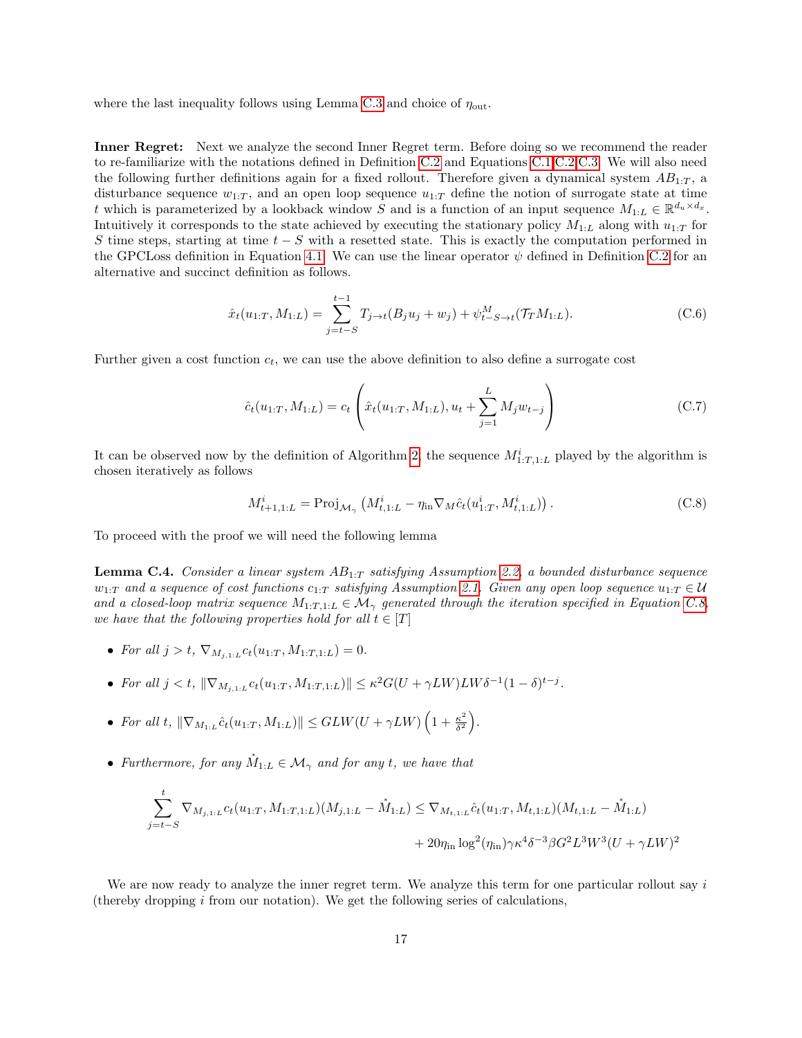where the last inequality follows using Lemma C.3 and choice of $\eta_{\text{out}}$.

**Inner Regret:** Next we analyze the second Inner Regret term. Before doing so we recommend the reader to re-familiarize with the notations defined in Definition C.2 and Equations C.1,C.2,C.3. We will also need the following further definitions again for a fixed rollout. Therefore given a dynamical system $AB_{1:T}$, a disturbance sequence $w_{1:T}$, and an open loop sequence $u_{1:T}$ define the notion of surrogate state at time $t$ which is parameterized by a lookback window $S$ and is a function of an input sequence $M_{1:L} \in \mathbb{R}^{d_u \times d_x}$. Intuitively it corresponds to the state achieved by executing the stationary policy $M_{1:L}$ along with $u_{1:T}$ for $S$ time steps, starting at time $t-S$ with a resetted state. This is exactly the computation performed in the GPCLoss definition in Equation 4.1. We can use the linear operator $\psi$ defined in Definition C.2 for an alternative and succinct definition as follows.

$$\hat{x}_t(u_{1:T}, M_{1:L}) = \sum_{j=t-S}^{t-1} T_{j\to t}(B_j u_j + w_j) + \psi^M_{t-S\to t}(\mathcal{T}_T M_{1:L}). \tag{C.6}$$

Further given a cost function $c_t$, we can use the above definition to also define a surrogate cost

$$\hat{c}_t(u_{1:T}, M_{1:L}) = c_t\left(\hat{x}_t(u_{1:T}, M_{1:L}), u_t + \sum_{j=1}^{L} M_j w_{t-j}\right) \tag{C.7}$$

It can be observed now by the definition of Algorithm 2, the sequence $M^i_{1:T,1:L}$ played by the algorithm is chosen iteratively as follows

$$M^i_{t+1,1:L} = \text{Proj}_{\mathcal{M}_\gamma}\left(M^i_{t,1:L} - \eta_{\text{in}} \nabla_M \hat{c}_t(u^i_{1:T}, M^i_{t,1:L})\right). \tag{C.8}$$

To proceed with the proof we will need the following lemma

**Lemma C.4.** *Consider a linear system $AB_{1:T}$ satisfying Assumption 2.2, a bounded disturbance sequence $w_{1:T}$ and a sequence of cost functions $c_{1:T}$ satisfying Assumption 2.1. Given any open loop sequence $u_{1:T} \in \mathcal{U}$ and a closed-loop matrix sequence $M_{1:T,1:L} \in \mathcal{M}_\gamma$ generated through the iteration specified in Equation C.8, we have that the following properties hold for all $t \in [T]$*

- *For all $j > t$, $\nabla_{M_{j,1:L}} c_t(u_{1:T}, M_{1:T,1:L}) = 0$.*
- *For all $j < t$, $\|\nabla_{M_{j,1:L}} c_t(u_{1:T}, M_{1:T,1:L})\| \leq \kappa^2 G(U + \gamma LW) LW \delta^{-1}(1-\delta)^{t-j}$.*
- *For all $t$, $\|\nabla_{M_{1:L}} \hat{c}_t(u_{1:T}, M_{1:L})\| \leq GLW(U + \gamma LW)\left(1 + \frac{\kappa^2}{\delta^2}\right)$.*
- *Furthermore, for any $\overset{*}{M}_{1:L} \in \mathcal{M}_\gamma$ and for any $t$, we have that*

$$\sum_{j=t-S}^{t} \nabla_{M_{j,1:L}} c_t(u_{1:T}, M_{1:T,1:L})(M_{j,1:L} - \overset{*}{M}_{1:L}) \leq \nabla_{M_{t,1:L}} \hat{c}_t(u_{1:T}, M_{t,1:L})(M_{t,1:L} - \overset{*}{M}_{1:L})$$
$$+ 20\eta_{\text{in}} \log^2(\eta_{\text{in}}) \gamma \kappa^4 \delta^{-3} \beta G^2 L^3 W^3 (U + \gamma LW)^2$$

We are now ready to analyze the inner regret term. We analyze this term for one particular rollout say $i$ (thereby dropping $i$ from our notation). We get the following series of calculations,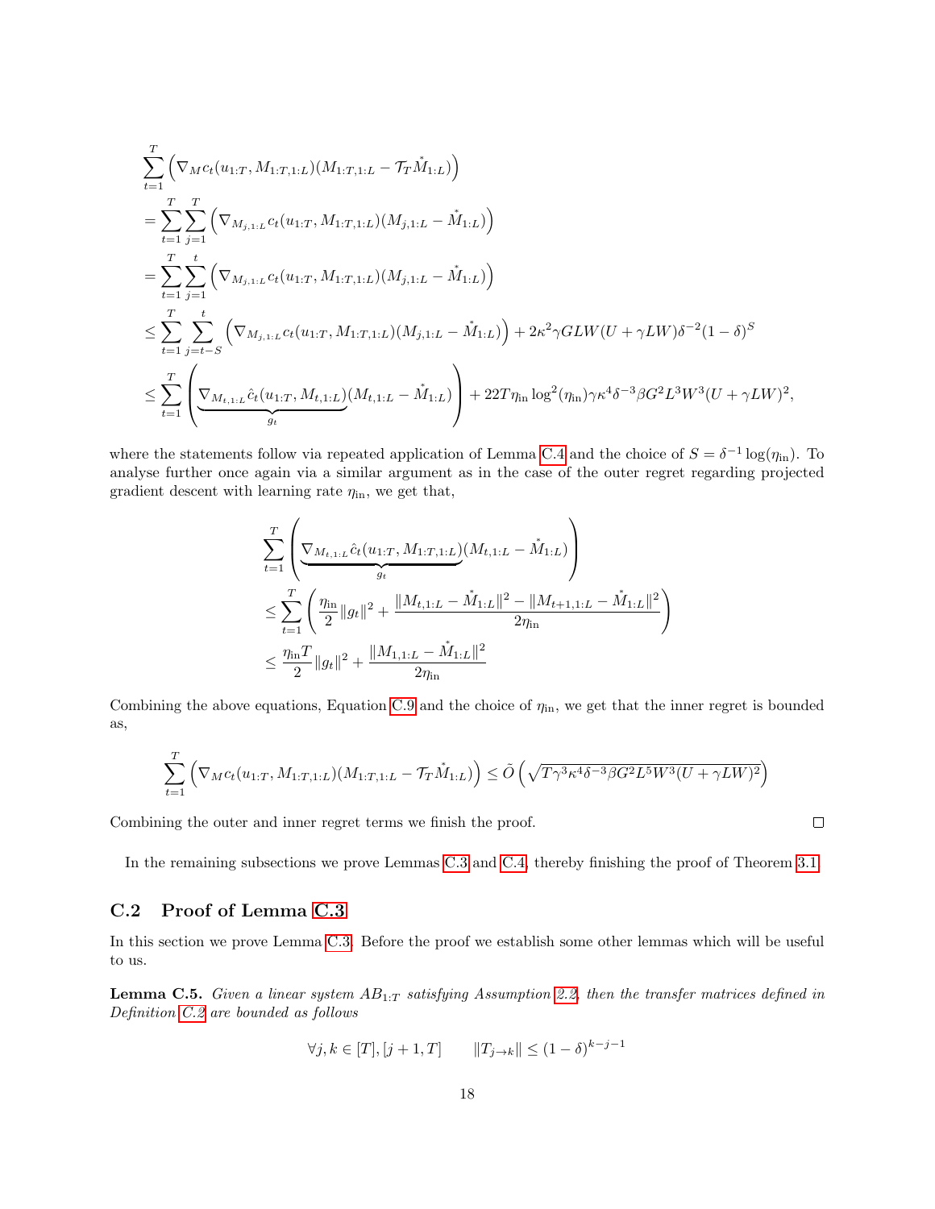$$
\begin{aligned}
&\sum_{t=1}^{T} \left( \nabla_M c_t(u_{1:T}, M_{1:T,1:L})(M_{1:T,1:L} - \mathcal{T}_T \overset{*}{M}_{1:L}) \right) \\
&= \sum_{t=1}^{T} \sum_{j=1}^{T} \left( \nabla_{M_{j,1:L}} c_t(u_{1:T}, M_{1:T,1:L})(M_{j,1:L} - \overset{*}{M}_{1:L}) \right) \\
&= \sum_{t=1}^{T} \sum_{j=1}^{t} \left( \nabla_{M_{j,1:L}} c_t(u_{1:T}, M_{1:T,1:L})(M_{j,1:L} - \overset{*}{M}_{1:L}) \right) \\
&\leq \sum_{t=1}^{T} \sum_{j=t-S}^{t} \left( \nabla_{M_{j,1:L}} c_t(u_{1:T}, M_{1:T,1:L})(M_{j,1:L} - \overset{*}{M}_{1:L}) \right) + 2\kappa^2 \gamma GLW(U + \gamma LW)\delta^{-2}(1-\delta)^S \\
&\leq \sum_{t=1}^{T} \left( \underbrace{\nabla_{M_{t,1:L}} \hat{c}_t(u_{1:T}, M_{t,1:L})}_{g_t} (M_{t,1:L} - \overset{*}{M}_{1:L}) \right) + 22T\eta_{\text{in}} \log^2(\eta_{\text{in}}) \gamma \kappa^4 \delta^{-3} \beta G^2 L^3 W^3 (U + \gamma LW)^2,
\end{aligned}
$$

where the statements follow via repeated application of Lemma C.4 and the choice of $S = \delta^{-1} \log(\eta_{\text{in}})$. To analyse further once again via a similar argument as in the case of the outer regret regarding projected gradient descent with learning rate $\eta_{\text{in}}$, we get that,

$$
\begin{aligned}
&\sum_{t=1}^{T} \left( \underbrace{\nabla_{M_{t,1:L}} \hat{c}_t(u_{1:T}, M_{1:T,1:L})}_{g_t} (M_{t,1:L} - \overset{*}{M}_{1:L}) \right) \\
&\leq \sum_{t=1}^{T} \left( \frac{\eta_{\text{in}}}{2} \|g_t\|^2 + \frac{\|M_{t,1:L} - \overset{*}{M}_{1:L}\|^2 - \|M_{t+1,1:L} - \overset{*}{M}_{1:L}\|^2}{2\eta_{\text{in}}} \right) \\
&\leq \frac{\eta_{\text{in}} T}{2} \|g_t\|^2 + \frac{\|M_{1,1:L} - \overset{*}{M}_{1:L}\|^2}{2\eta_{\text{in}}}
\end{aligned}
$$

Combining the above equations, Equation C.9 and the choice of $\eta_{\text{in}}$, we get that the inner regret is bounded as,

$$
\sum_{t=1}^{T} \left( \nabla_M c_t(u_{1:T}, M_{1:T,1:L})(M_{1:T,1:L} - \mathcal{T}_T \overset{*}{M}_{1:L}) \right) \leq \tilde{O}\left( \sqrt{T\gamma^3 \kappa^4 \delta^{-3} \beta G^2 L^5 W^3 (U + \gamma LW)^2} \right)
$$

Combining the outer and inner regret terms we finish the proof. □

In the remaining subsections we prove Lemmas C.3 and C.4, thereby finishing the proof of Theorem 3.1.

## C.2 Proof of Lemma C.3

In this section we prove Lemma C.3. Before the proof we establish some other lemmas which will be useful to us.

**Lemma C.5.** *Given a linear system $AB_{1:T}$ satisfying Assumption 2.2, then the transfer matrices defined in Definition C.2 are bounded as follows*

$$
\forall j, k \in [T], [j+1, T] \qquad \|T_{j \to k}\| \leq (1-\delta)^{k-j-1}
$$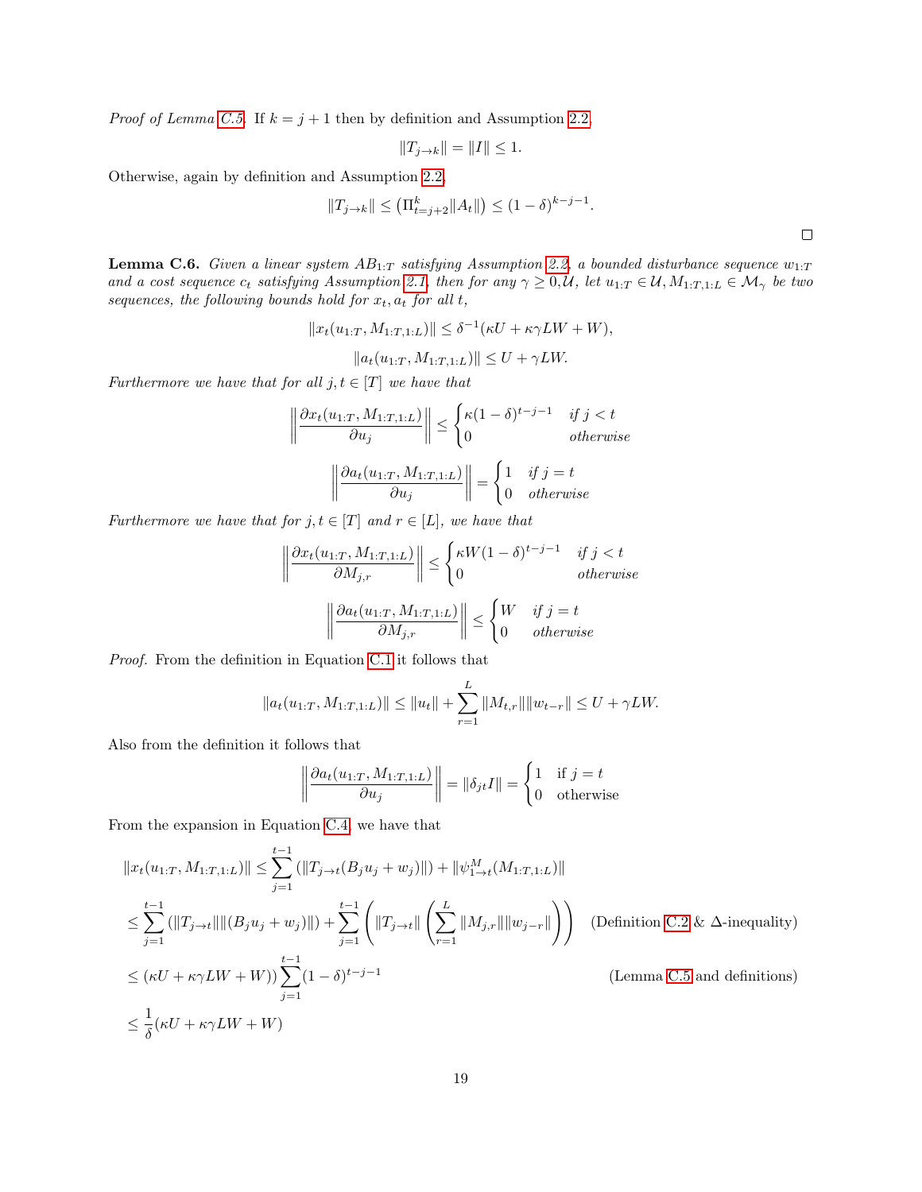*Proof of Lemma C.5.* If $k = j + 1$ then by definition and Assumption 2.2,

$$\|T_{j \to k}\| = \|I\| \leq 1.$$

Otherwise, again by definition and Assumption 2.2,

$$\|T_{j \to k}\| \leq \left(\Pi_{t=j+2}^{k} \|A_t\|\right) \leq (1 - \delta)^{k-j-1}.$$

□

**Lemma C.6.** *Given a linear system $AB_{1:T}$ satisfying Assumption 2.2, a bounded disturbance sequence $w_{1:T}$ and a cost sequence $c_t$ satisfying Assumption 2.1, then for any $\gamma \geq 0, \mathcal{U}$, let $u_{1:T} \in \mathcal{U}, M_{1:T,1:L} \in \mathcal{M}_\gamma$ be two sequences, the following bounds hold for $x_t, a_t$ for all $t$,*

$$\|x_t(u_{1:T}, M_{1:T,1:L})\| \leq \delta^{-1}(\kappa U + \kappa\gamma LW + W),$$

$$\|a_t(u_{1:T}, M_{1:T,1:L})\| \leq U + \gamma LW.$$

*Furthermore we have that for all $j, t \in [T]$ we have that*

$$\left\|\frac{\partial x_t(u_{1:T}, M_{1:T,1:L})}{\partial u_j}\right\| \leq \begin{cases} \kappa(1-\delta)^{t-j-1} & \text{if } j < t \\ 0 & \text{otherwise} \end{cases}$$

$$\left\|\frac{\partial a_t(u_{1:T}, M_{1:T,1:L})}{\partial u_j}\right\| = \begin{cases} 1 & \text{if } j = t \\ 0 & \text{otherwise} \end{cases}$$

*Furthermore we have that for $j, t \in [T]$ and $r \in [L]$, we have that*

$$\left\|\frac{\partial x_t(u_{1:T}, M_{1:T,1:L})}{\partial M_{j,r}}\right\| \leq \begin{cases} \kappa W(1-\delta)^{t-j-1} & \text{if } j < t \\ 0 & \text{otherwise} \end{cases}$$

$$\left\|\frac{\partial a_t(u_{1:T}, M_{1:T,1:L})}{\partial M_{j,r}}\right\| \leq \begin{cases} W & \text{if } j = t \\ 0 & \text{otherwise} \end{cases}$$

*Proof.* From the definition in Equation C.1 it follows that

$$\|a_t(u_{1:T}, M_{1:T,1:L})\| \leq \|u_t\| + \sum_{r=1}^{L} \|M_{t,r}\|\|w_{t-r}\| \leq U + \gamma LW.$$

Also from the definition it follows that

$$\left\|\frac{\partial a_t(u_{1:T}, M_{1:T,1:L})}{\partial u_j}\right\| = \|\delta_{jt} I\| = \begin{cases} 1 & \text{if } j = t \\ 0 & \text{otherwise} \end{cases}$$

From the expansion in Equation C.4, we have that

$$\begin{aligned}
\|x_t(u_{1:T}, M_{1:T,1:L})\| &\leq \sum_{j=1}^{t-1} \left(\|T_{j \to t}(B_j u_j + w_j)\|\right) + \|\psi_{1 \to t}^{M}(M_{1:T,1:L})\| \\
&\leq \sum_{j=1}^{t-1} \left(\|T_{j \to t}\|\|(B_j u_j + w_j)\|\right) + \sum_{j=1}^{t-1} \left(\|T_{j \to t}\| \left(\sum_{r=1}^{L} \|M_{j,r}\|\|w_{j-r}\|\right)\right) && \text{(Definition C.2 \& $\Delta$-inequality)} \\
&\leq (\kappa U + \kappa\gamma LW + W)) \sum_{j=1}^{t-1} (1-\delta)^{t-j-1} && \text{(Lemma C.5 and definitions)} \\
&\leq \frac{1}{\delta}(\kappa U + \kappa\gamma LW + W)
\end{aligned}$$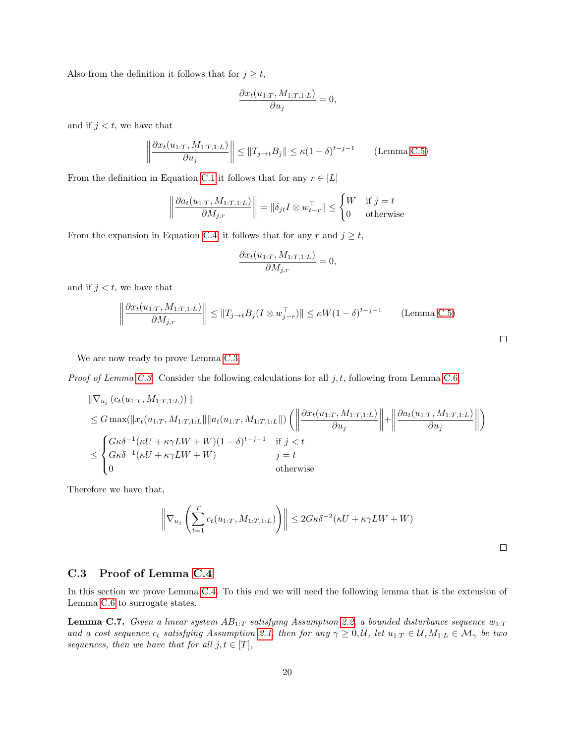Also from the definition it follows that for $j \geq t$,

$$\frac{\partial x_t(u_{1:T}, M_{1:T,1:L})}{\partial u_j} = 0,$$

and if $j < t$, we have that

$$\left\| \frac{\partial x_t(u_{1:T}, M_{1:T,1:L})}{\partial u_j} \right\| \leq \|T_{j \to t} B_j\| \leq \kappa(1-\delta)^{t-j-1} \qquad \text{(Lemma C.5)}$$

From the definition in Equation C.1 it follows that for any $r \in [L]$

$$\left\| \frac{\partial a_t(u_{1:T}, M_{1:T,1:L})}{\partial M_{j,r}} \right\| = \|\delta_{jt} I \otimes w_{t-r}^\top\| \leq \begin{cases} W & \text{if } j = t \\ 0 & \text{otherwise} \end{cases}$$

From the expansion in Equation C.4, it follows that for any $r$ and $j \geq t$,

$$\frac{\partial x_t(u_{1:T}, M_{1:T,1:L})}{\partial M_{j,r}} = 0,$$

and if $j < t$, we have that

$$\left\| \frac{\partial x_t(u_{1:T}, M_{1:T,1:L})}{\partial M_{j,r}} \right\| \leq \|T_{j \to t} B_j (I \otimes w_{j-r}^\top)\| \leq \kappa W (1-\delta)^{t-j-1} \qquad \text{(Lemma C.5)}$$

□

We are now ready to prove Lemma C.3.

*Proof of Lemma C.3.* Consider the following calculations for all $j, t$, following from Lemma C.6,

$$\begin{aligned}
&\|\nabla_{u_j} \left( c_t(u_{1:T}, M_{1:T,1:L}) \right)\| \\
&\leq G \max(\|x_t(u_{1:T}, M_{1:T,1:L}\| \|a_t(u_{1:T}, M_{1:T,1:L}\|) \left( \left\| \frac{\partial x_t(u_{1:T}, M_{1:T,1:L})}{\partial u_j} \right\| + \left\| \frac{\partial a_t(u_{1:T}, M_{1:T,1:L})}{\partial u_j} \right\| \right) \\
&\leq \begin{cases} G\kappa\delta^{-1}(\kappa U + \kappa\gamma L W + W)(1-\delta)^{t-j-1} & \text{if } j < t \\ G\kappa\delta^{-1}(\kappa U + \kappa\gamma L W + W) & j = t \\ 0 & \text{otherwise} \end{cases}
\end{aligned}$$

Therefore we have that,

$$\left\| \nabla_{u_j} \left( \sum_{t=1}^{T} c_t(u_{1:T}, M_{1:T,1:L}) \right) \right\| \leq 2G\kappa\delta^{-2}(\kappa U + \kappa\gamma L W + W)$$

□

## C.3 Proof of Lemma C.4

In this section we prove Lemma C.4. To this end we will need the following lemma that is the extension of Lemma C.6 to surrogate states.

**Lemma C.7.** *Given a linear system $AB_{1:T}$ satisfying Assumption 2.2, a bounded disturbance sequence $w_{1:T}$ and a cost sequence $c_t$ satisfying Assumption 2.1, then for any $\gamma \geq 0, \mathcal{U}$, let $u_{1:T} \in \mathcal{U}, M_{1:L} \in \mathcal{M}_\gamma$ be two sequences, then we have that for all $j, t \in [T]$,*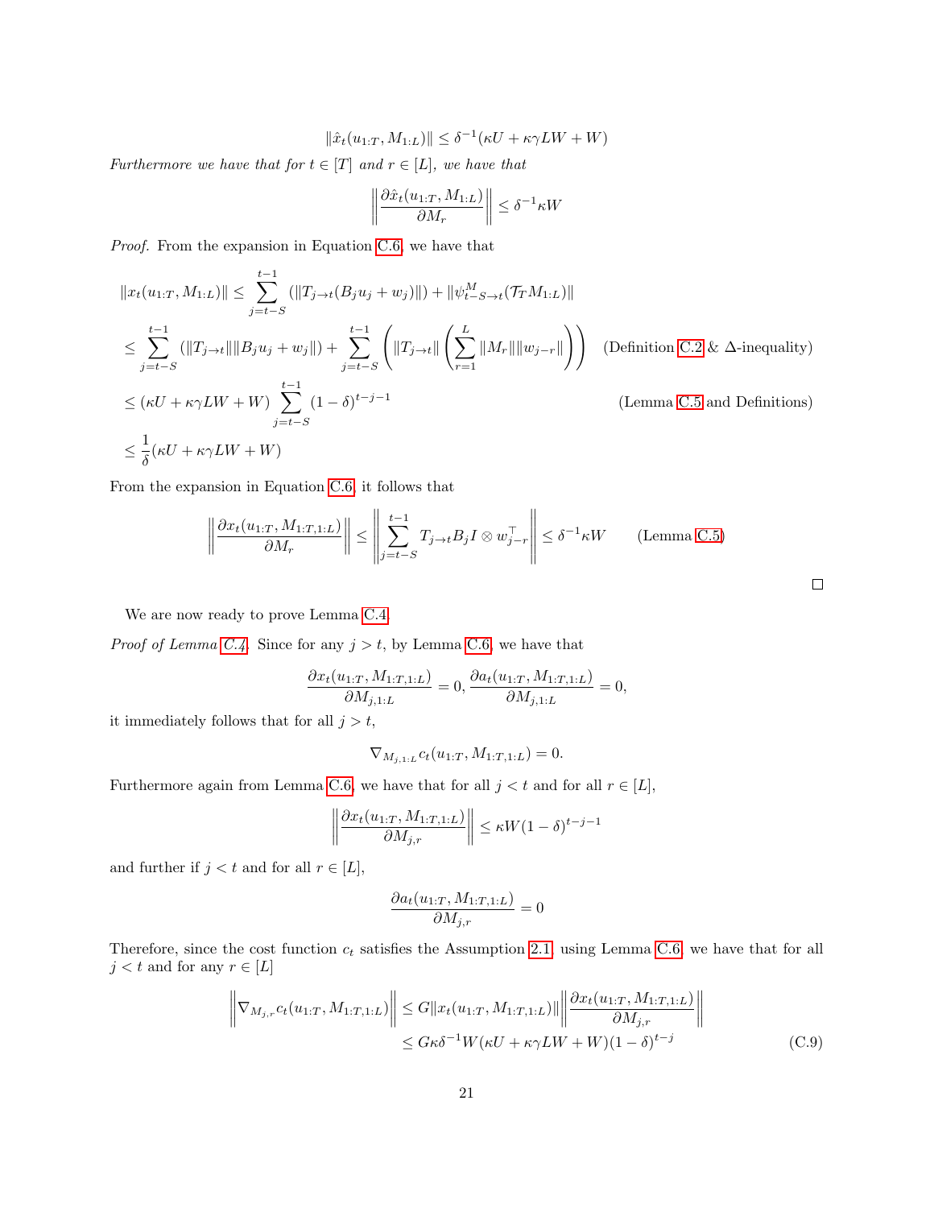$$\|\hat{x}_t(u_{1:T}, M_{1:L})\| \leq \delta^{-1}(\kappa U + \kappa\gamma LW + W)$$

*Furthermore we have that for $t \in [T]$ and $r \in [L]$, we have that*

$$\left\| \frac{\partial \hat{x}_t(u_{1:T}, M_{1:L})}{\partial M_r} \right\| \leq \delta^{-1}\kappa W$$

*Proof.* From the expansion in Equation C.6, we have that

$$\begin{aligned}
\|x_t(u_{1:T}, M_{1:L})\| &\leq \sum_{j=t-S}^{t-1} \left(\|T_{j\to t}(B_j u_j + w_j)\|\right) + \|\psi^M_{t-S\to t}(\mathcal{T}_T M_{1:L})\| \\
&\leq \sum_{j=t-S}^{t-1} \left(\|T_{j\to t}\|\|B_j u_j + w_j\|\right) + \sum_{j=t-S}^{t-1} \left(\|T_{j\to t}\| \left(\sum_{r=1}^{L} \|M_r\|\|w_{j-r}\|\right)\right) \quad \text{(Definition C.2 \& $\Delta$-inequality)} \\
&\leq (\kappa U + \kappa\gamma LW + W) \sum_{j=t-S}^{t-1} (1-\delta)^{t-j-1} \quad \text{(Lemma C.5 and Definitions)} \\
&\leq \frac{1}{\delta}(\kappa U + \kappa\gamma LW + W)
\end{aligned}$$

From the expansion in Equation C.6, it follows that

$$\left\| \frac{\partial x_t(u_{1:T}, M_{1:T,1:L})}{\partial M_r} \right\| \leq \left\| \sum_{j=t-S}^{t-1} T_{j\to t} B_j I \otimes w_{j-r}^\top \right\| \leq \delta^{-1}\kappa W \qquad \text{(Lemma C.5)}$$

□

We are now ready to prove Lemma C.4.

*Proof of Lemma C.4.* Since for any $j > t$, by Lemma C.6, we have that

$$\frac{\partial x_t(u_{1:T}, M_{1:T,1:L})}{\partial M_{j,1:L}} = 0, \frac{\partial a_t(u_{1:T}, M_{1:T,1:L})}{\partial M_{j,1:L}} = 0,$$

it immediately follows that for all $j > t$,

$$\nabla_{M_{j,1:L}} c_t(u_{1:T}, M_{1:T,1:L}) = 0.$$

Furthermore again from Lemma C.6, we have that for all $j < t$ and for all $r \in [L]$,

$$\left\| \frac{\partial x_t(u_{1:T}, M_{1:T,1:L})}{\partial M_{j,r}} \right\| \leq \kappa W(1-\delta)^{t-j-1}$$

and further if $j < t$ and for all $r \in [L]$,

$$\frac{\partial a_t(u_{1:T}, M_{1:T,1:L})}{\partial M_{j,r}} = 0$$

Therefore, since the cost function $c_t$ satisfies the Assumption 2.1, using Lemma C.6, we have that for all $j < t$ and for any $r \in [L]$

$$\begin{aligned}
\left\| \nabla_{M_{j,r}} c_t(u_{1:T}, M_{1:T,1:L}) \right\| &\leq G\|x_t(u_{1:T}, M_{1:T,1:L})\| \left\| \frac{\partial x_t(u_{1:T}, M_{1:T,1:L})}{\partial M_{j,r}} \right\| \\
&\leq G\kappa\delta^{-1}W(\kappa U + \kappa\gamma LW + W)(1-\delta)^{t-j}
\end{aligned} \tag{C.9}$$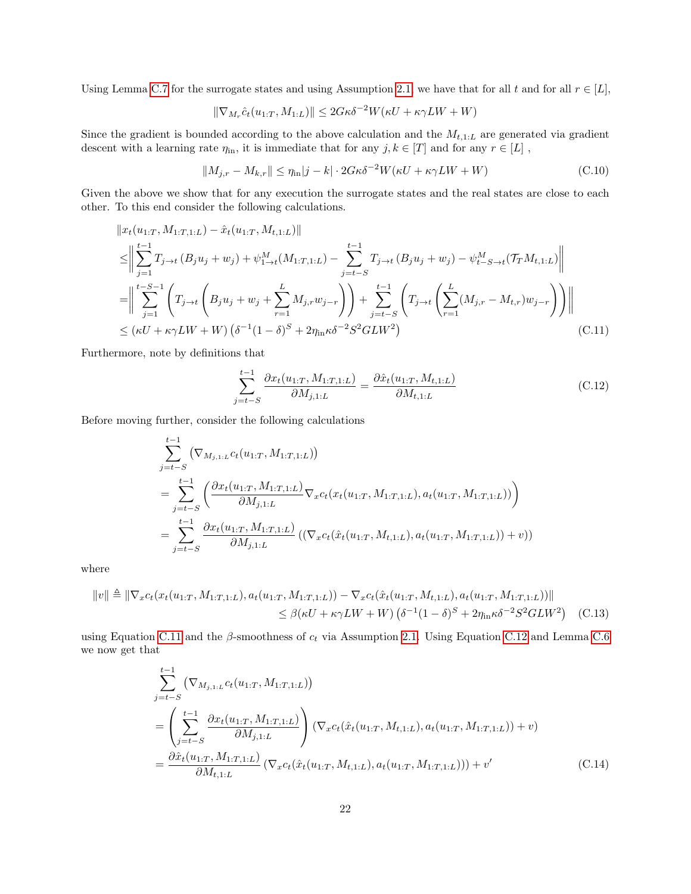Using Lemma C.7 for the surrogate states and using Assumption 2.1, we have that for all $t$ and for all $r \in [L]$,

$$\|\nabla_{M_r} \hat{c}_t(u_{1:T}, M_{1:L})\| \leq 2G\kappa\delta^{-2}W(\kappa U + \kappa\gamma LW + W)$$

Since the gradient is bounded according to the above calculation and the $M_{t,1:L}$ are generated via gradient descent with a learning rate $\eta_{\text{in}}$, it is immediate that for any $j, k \in [T]$ and for any $r \in [L]$ ,

$$\|M_{j,r} - M_{k,r}\| \leq \eta_{\text{in}}|j-k| \cdot 2G\kappa\delta^{-2}W(\kappa U + \kappa\gamma LW + W) \tag{C.10}$$

Given the above we show that for any execution the surrogate states and the real states are close to each other. To this end consider the following calculations.

$$\begin{aligned}
&\|x_t(u_{1:T}, M_{1:T,1:L}) - \hat{x}_t(u_{1:T}, M_{t,1:L})\| \\
\leq& \left\| \sum_{j=1}^{t-1} T_{j\to t}\left(B_j u_j + w_j\right) + \psi^M_{1\to t}(M_{1:T,1:L}) - \sum_{j=t-S}^{t-1} T_{j\to t}\left(B_j u_j + w_j\right) - \psi^M_{t-S\to t}(\mathcal{T}_T M_{t,1:L}) \right\| \\
=& \left\| \sum_{j=1}^{t-S-1} \left( T_{j\to t}\left( B_j u_j + w_j + \sum_{r=1}^{L} M_{j,r} w_{j-r} \right)\right) + \sum_{j=t-S}^{t-1} \left( T_{j\to t}\left( \sum_{r=1}^{L} (M_{j,r} - M_{t,r}) w_{j-r} \right)\right) \right\| \\
\leq& (\kappa U + \kappa\gamma LW + W)\left(\delta^{-1}(1-\delta)^S + 2\eta_{\text{in}}\kappa\delta^{-2}S^2 GLW^2\right)
\end{aligned} \tag{C.11}$$

Furthermore, note by definitions that

$$\sum_{j=t-S}^{t-1} \frac{\partial x_t(u_{1:T}, M_{1:T,1:L})}{\partial M_{j,1:L}} = \frac{\partial \hat{x}_t(u_{1:T}, M_{t,1:L})}{\partial M_{t,1:L}} \tag{C.12}$$

Before moving further, consider the following calculations

$$\begin{aligned}
&\sum_{j=t-S}^{t-1} \left(\nabla_{M_{j,1:L}} c_t(u_{1:T}, M_{1:T,1:L})\right) \\
&= \sum_{j=t-S}^{t-1} \left( \frac{\partial x_t(u_{1:T}, M_{1:T,1:L})}{\partial M_{j,1:L}} \nabla_x c_t(x_t(u_{1:T}, M_{1:T,1:L}), a_t(u_{1:T}, M_{1:T,1:L})) \right) \\
&= \sum_{j=t-S}^{t-1} \frac{\partial x_t(u_{1:T}, M_{1:T,1:L})}{\partial M_{j,1:L}} \left( (\nabla_x c_t(\hat{x}_t(u_{1:T}, M_{t,1:L}), a_t(u_{1:T}, M_{1:T,1:L})) + v) \right)
\end{aligned}$$

where

$$\begin{aligned}
\|v\| \triangleq& \|\nabla_x c_t(x_t(u_{1:T}, M_{1:T,1:L}), a_t(u_{1:T}, M_{1:T,1:L})) - \nabla_x c_t(\hat{x}_t(u_{1:T}, M_{t,1:L}), a_t(u_{1:T}, M_{1:T,1:L}))\| \\
&\leq \beta(\kappa U + \kappa\gamma LW + W)\left(\delta^{-1}(1-\delta)^S + 2\eta_{\text{in}}\kappa\delta^{-2}S^2 GLW^2\right)
\end{aligned} \tag{C.13}$$

using Equation C.11 and the $\beta$-smoothness of $c_t$ via Assumption 2.1. Using Equation C.12 and Lemma C.6 we now get that

$$\begin{aligned}
&\sum_{j=t-S}^{t-1} \left(\nabla_{M_{j,1:L}} c_t(u_{1:T}, M_{1:T,1:L})\right) \\
&= \left( \sum_{j=t-S}^{t-1} \frac{\partial x_t(u_{1:T}, M_{1:T,1:L})}{\partial M_{j,1:L}} \right) \left(\nabla_x c_t(\hat{x}_t(u_{1:T}, M_{t,1:L}), a_t(u_{1:T}, M_{1:T,1:L})) + v\right) \\
&= \frac{\partial \hat{x}_t(u_{1:T}, M_{1:T,1:L})}{\partial M_{t,1:L}} \left(\nabla_x c_t(\hat{x}_t(u_{1:T}, M_{t,1:L}), a_t(u_{1:T}, M_{1:T,1:L}))\right) + v'
\end{aligned} \tag{C.14}$$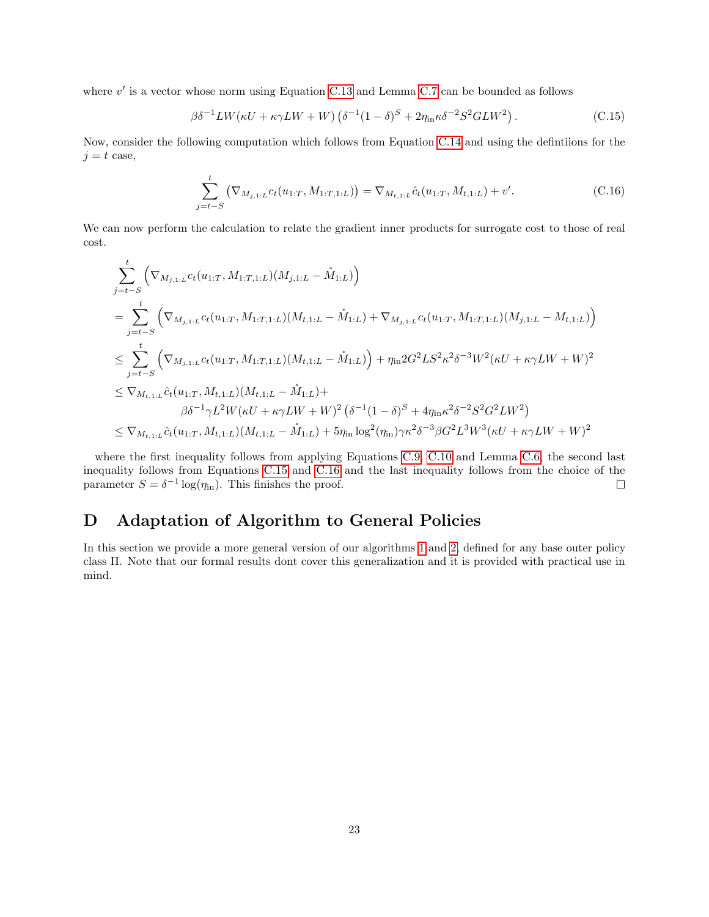where $v'$ is a vector whose norm using Equation C.13 and Lemma C.7 can be bounded as follows

$$\beta\delta^{-1}LW(\kappa U + \kappa\gamma LW + W)\left(\delta^{-1}(1-\delta)^S + 2\eta_{\text{in}}\kappa\delta^{-2}S^2GLW^2\right). \tag{C.15}$$

Now, consider the following computation which follows from Equation C.14 and using the defintiions for the $j = t$ case,

$$\sum_{j=t-S}^{t}\left(\nabla_{M_{j,1:L}} c_t(u_{1:T}, M_{1:T,1:L})\right) = \nabla_{M_{t,1:L}} \hat{c}_t(u_{1:T}, M_{t,1:L}) + v'. \tag{C.16}$$

We can now perform the calculation to relate the gradient inner products for surrogate cost to those of real cost.

$$\begin{aligned}
&\sum_{j=t-S}^{t}\Big(\nabla_{M_{j,1:L}} c_t(u_{1:T}, M_{1:T,1:L})(M_{j,1:L} - \overset{*}{M}_{1:L})\Big) \\
&= \sum_{j=t-S}^{t}\Big(\nabla_{M_{j,1:L}} c_t(u_{1:T}, M_{1:T,1:L})(M_{t,1:L} - \overset{*}{M}_{1:L}) + \nabla_{M_{j,1:L}} c_t(u_{1:T}, M_{1:T,1:L})(M_{j,1:L} - M_{t,1:L})\Big) \\
&\leq \sum_{j=t-S}^{t}\Big(\nabla_{M_{j,1:L}} c_t(u_{1:T}, M_{1:T,1:L})(M_{t,1:L} - \overset{*}{M}_{1:L})\Big) + \eta_{\text{in}} 2G^2LS^2\kappa^2\delta^{-3}W^2(\kappa U + \kappa\gamma LW + W)^2 \\
&\leq \nabla_{M_{t,1:L}} \hat{c}_t(u_{1:T}, M_{t,1:L})(M_{t,1:L} - \overset{*}{M}_{1:L}) + \\
&\qquad\qquad \beta\delta^{-1}\gamma L^2W(\kappa U + \kappa\gamma LW + W)^2\left(\delta^{-1}(1-\delta)^S + 4\eta_{\text{in}}\kappa^2\delta^{-2}S^2G^2LW^2\right) \\
&\leq \nabla_{M_{t,1:L}} \hat{c}_t(u_{1:T}, M_{t,1:L})(M_{t,1:L} - \overset{*}{M}_{1:L}) + 5\eta_{\text{in}}\log^2(\eta_{\text{in}})\gamma\kappa^2\delta^{-3}\beta G^2L^3W^3(\kappa U + \kappa\gamma LW + W)^2
\end{aligned}$$

where the first inequality follows from applying Equations C.9, C.10 and Lemma C.6, the second last inequality follows from Equations C.15 and C.16 and the last inequality follows from the choice of the parameter $S = \delta^{-1}\log(\eta_{\text{in}})$. This finishes the proof. □

# D Adaptation of Algorithm to General Policies

In this section we provide a more general version of our algorithms 1 and 2, defined for any base outer policy class $\Pi$. Note that our formal results dont cover this generalization and it is provided with practical use in mind.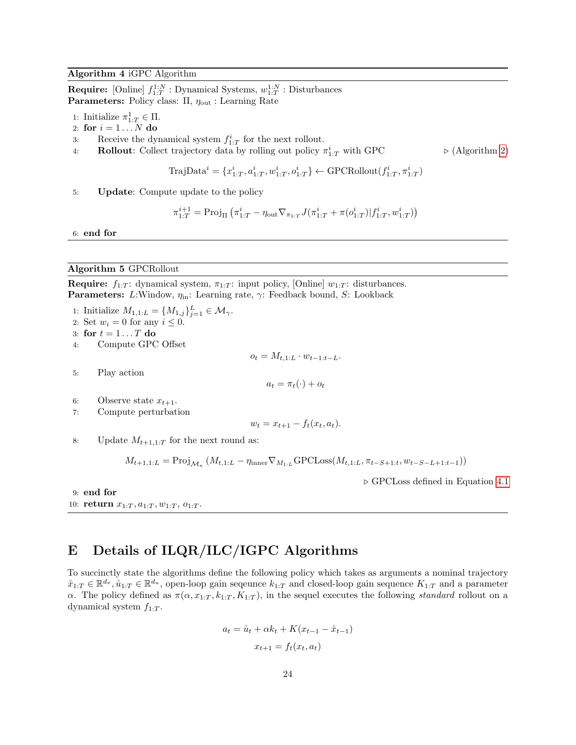**Algorithm 4** iGPC Algorithm

**Require:** [Online] $f^{1:N}_{1:T}$ : Dynamical Systems, $w^{1:N}_{1:T}$ : Disturbances
**Parameters:** Policy class: $\Pi$, $\eta_{\text{out}}$ : Learning Rate

1: Initialize $\pi^1_{1:T} \in \Pi$.
2: **for** $i = 1 \dots N$ **do**
3: Receive the dynamical system $f^i_{1:T}$ for the next rollout.
4: **Rollout**: Collect trajectory data by rolling out policy $\pi^i_{1:T}$ with GPC ▷ (Algorithm 2)

$$\text{TrajData}^i = \{x^i_{1:T}, a^i_{1:T}, w^i_{1:T}, o^i_{1:T}\} \leftarrow \text{GPCRollout}(f^i_{1:T}, \pi^i_{1:T})$$

5: **Update**: Compute update to the policy

$$\pi^{i+1}_{1:T} = \text{Proj}_\Pi \left(\pi^i_{1:T} - \eta_{\text{out}} \nabla_{\pi_{1:T}} J(\pi^i_{1:T} + \pi(o^i_{1:T}) | f^i_{1:T}, w^i_{1:T})\right)$$

6: **end for**

**Algorithm 5** GPCRollout

**Require:** $f_{1:T}$: dynamical system, $\pi_{1:T}$: input policy, [Online] $w_{1:T}$: disturbances.
**Parameters:** $L$:Window, $\eta_{\text{in}}$: Learning rate, $\gamma$: Feedback bound, $S$: Lookback

1: Initialize $M_{1,1:L} = \{M_{1,j}\}^L_{j=1} \in \mathcal{M}_\gamma$.
2: Set $w_i = 0$ for any $i \leq 0$.
3: **for** $t = 1 \dots T$ **do**
4: Compute GPC Offset

$$o_t = M_{t,1:L} \cdot w_{t-1:t-L}.$$

5: Play action

$$a_t = \pi_t(\cdot) + o_t$$

6: Observe state $x_{t+1}$.
7: Compute perturbation

$$w_t = x_{t+1} - f_t(x_t, a_t).$$

8: Update $M_{t+1,1:T}$ for the next round as:

$$M_{t+1,1:L} = \text{Proj}_{\mathcal{M}_\kappa} \left(M_{t,1:L} - \eta_{\text{inner}} \nabla_{M_{1:L}} \text{GPCLoss}(M_{t,1:L}, \pi_{t-S+1:t}, w_{t-S-L+1:t-1})\right)$$

▷ GPCLoss defined in Equation 4.1

9: **end for**
10: **return** $x_{1:T}, a_{1:T}, w_{1:T}, o_{1:T}$.

# E Details of ILQR/ILC/IGPC Algorithms

To succinctly state the algorithms define the following policy which takes as arguments a nominal trajectory $\mathring{x}_{1:T} \in \mathbb{R}^{d_x}, \mathring{u}_{1:T} \in \mathbb{R}^{d_u}$, open-loop gain seqeunce $k_{1:T}$ and closed-loop gain sequence $K_{1:T}$ and a parameter $\alpha$. The policy defined as $\pi(\alpha, x_{1:T}, k_{1:T}, K_{1:T})$, in the sequel executes the following *standard* rollout on a dynamical system $f_{1:T}$.

$$a_t = \mathring{u}_t + \alpha k_t + K(x_{t-1} - \mathring{x}_{t-1})$$

$$x_{t+1} = f_t(x_t, a_t)$$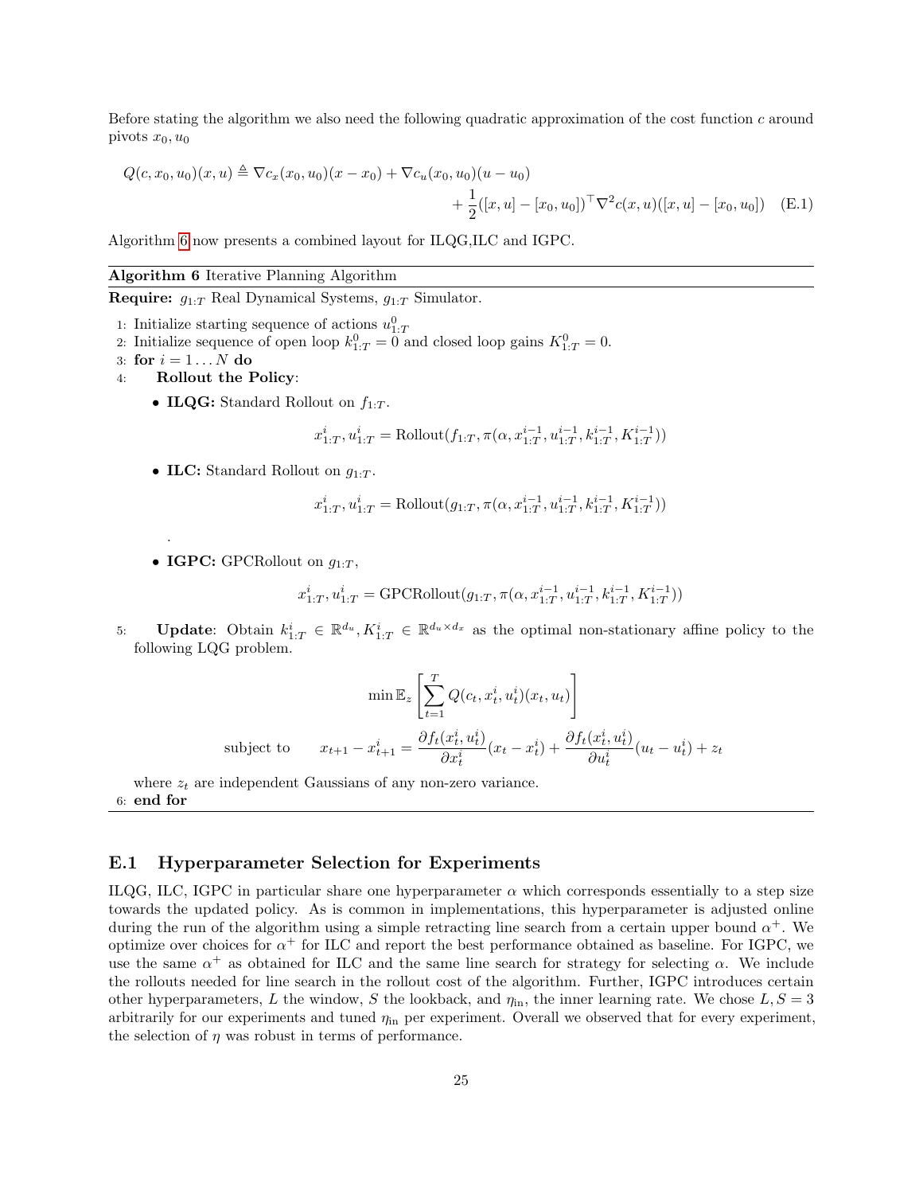Before stating the algorithm we also need the following quadratic approximation of the cost function $c$ around pivots $x_0, u_0$

$$Q(c, x_0, u_0)(x, u) \triangleq \nabla c_x(x_0, u_0)(x - x_0) + \nabla c_u(x_0, u_0)(u - u_0) + \frac{1}{2}([x, u] - [x_0, u_0])^\top \nabla^2 c(x, u)([x, u] - [x_0, u_0]) \quad \text{(E.1)}$$

Algorithm 6 now presents a combined layout for ILQG,ILC and IGPC.

**Algorithm 6** Iterative Planning Algorithm

**Require:** $g_{1:T}$ Real Dynamical Systems, $g_{1:T}$ Simulator.

1: Initialize starting sequence of actions $u^0_{1:T}$

2: Initialize sequence of open loop $k^0_{1:T} = 0$ and closed loop gains $K^0_{1:T} = 0$.

3: **for** $i = 1 \ldots N$ **do**

4: **Rollout the Policy**:

- **ILQG:** Standard Rollout on $f_{1:T}$.

$$x^i_{1:T}, u^i_{1:T} = \text{Rollout}(f_{1:T}, \pi(\alpha, x^{i-1}_{1:T}, u^{i-1}_{1:T}, k^{i-1}_{1:T}, K^{i-1}_{1:T}))$$

- **ILC:** Standard Rollout on $g_{1:T}$.

$$x^i_{1:T}, u^i_{1:T} = \text{Rollout}(g_{1:T}, \pi(\alpha, x^{i-1}_{1:T}, u^{i-1}_{1:T}, k^{i-1}_{1:T}, K^{i-1}_{1:T}))$$

.

- **IGPC:** GPCRollout on $g_{1:T}$,

$$x^i_{1:T}, u^i_{1:T} = \text{GPCRollout}(g_{1:T}, \pi(\alpha, x^{i-1}_{1:T}, u^{i-1}_{1:T}, k^{i-1}_{1:T}, K^{i-1}_{1:T}))$$

5: **Update**: Obtain $k^i_{1:T} \in \mathbb{R}^{d_u}, K^i_{1:T} \in \mathbb{R}^{d_u \times d_x}$ as the optimal non-stationary affine policy to the following LQG problem.

$$\min \mathbb{E}_z \left[ \sum_{t=1}^{T} Q(c_t, x^i_t, u^i_t)(x_t, u_t) \right]$$

$$\text{subject to} \qquad x_{t+1} - x^i_{t+1} = \frac{\partial f_t(x^i_t, u^i_t)}{\partial x^i_t}(x_t - x^i_t) + \frac{\partial f_t(x^i_t, u^i_t)}{\partial u^i_t}(u_t - u^i_t) + z_t$$

where $z_t$ are independent Gaussians of any non-zero variance.

6: **end for**

## E.1 Hyperparameter Selection for Experiments

ILQG, ILC, IGPC in particular share one hyperparameter $\alpha$ which corresponds essentially to a step size towards the updated policy. As is common in implementations, this hyperparameter is adjusted online during the run of the algorithm using a simple retracting line search from a certain upper bound $\alpha^+$. We optimize over choices for $\alpha^+$ for ILC and report the best performance obtained as baseline. For IGPC, we use the same $\alpha^+$ as obtained for ILC and the same line search for strategy for selecting $\alpha$. We include the rollouts needed for line search in the rollout cost of the algorithm. Further, IGPC introduces certain other hyperparameters, $L$ the window, $S$ the lookback, and $\eta_{\text{in}}$, the inner learning rate. We chose $L, S = 3$ arbitrarily for our experiments and tuned $\eta_{\text{in}}$ per experiment. Overall we observed that for every experiment, the selection of $\eta$ was robust in terms of performance.